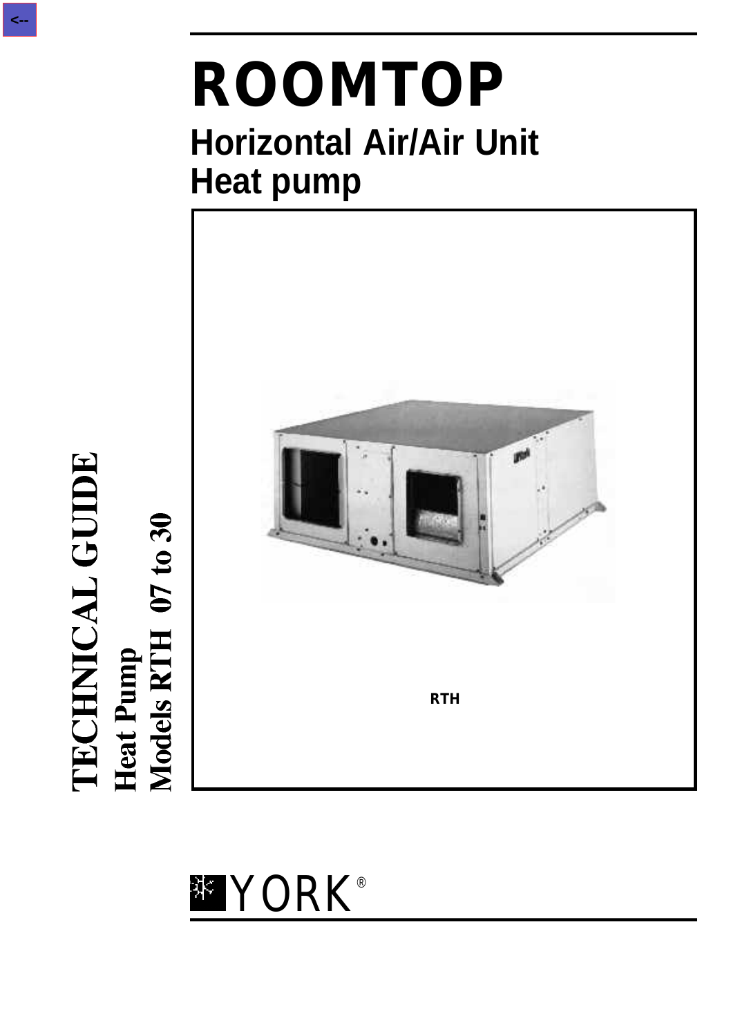# ROOMTOP

## Horizontal Air/Air Unit
## Heat pump

RTH

**TECHNICAL GUIDE**

**Heat Pump**

**Models RTH 07 to 30**

YORK®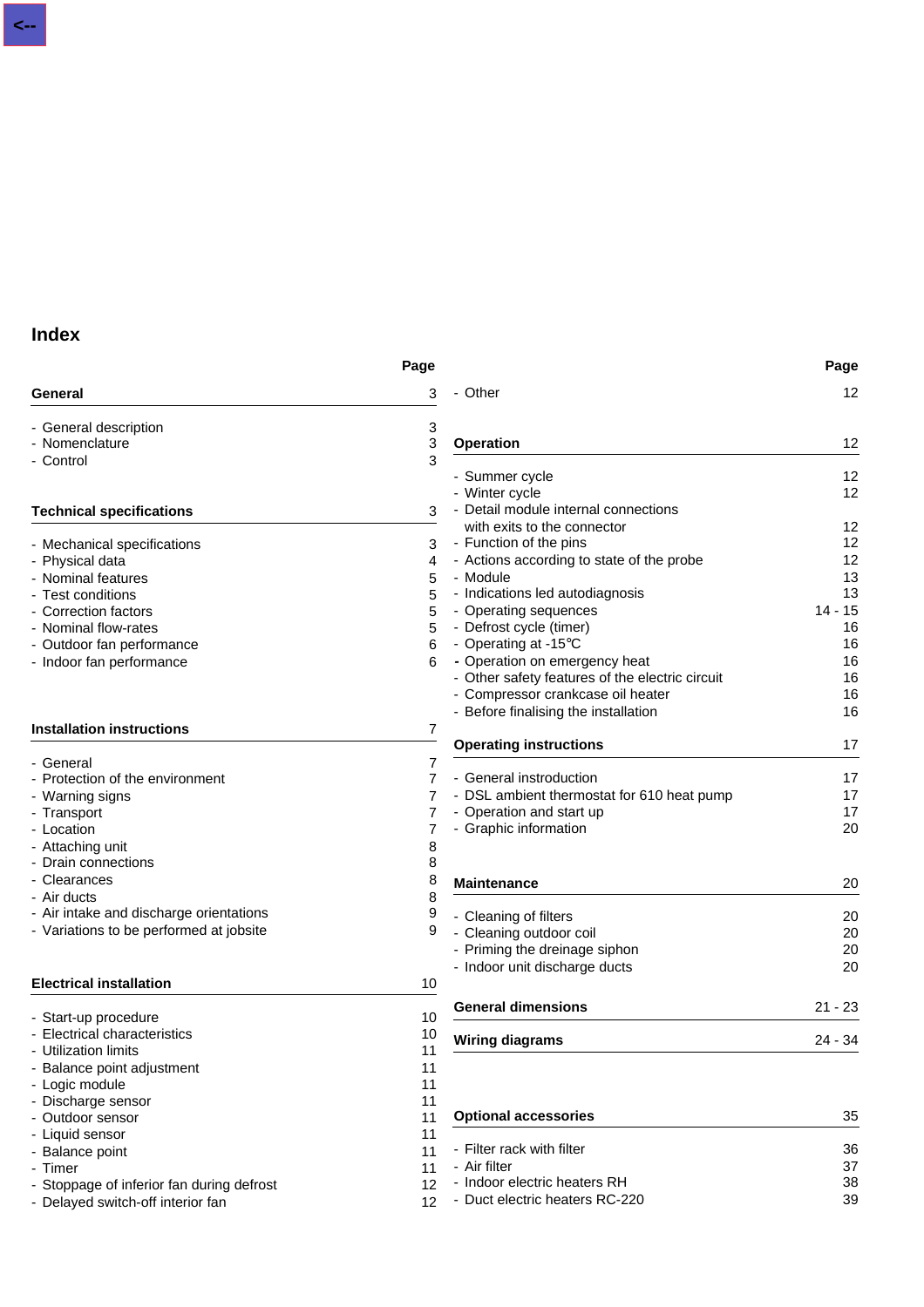# Index

| | Page |
|---|---|
| **General** | **3** |
| - General description | 3 |
| - Nomenclature | 3 |
| - Control | 3 |
| **Technical specifications** | **3** |
| - Mechanical specifications | 3 |
| - Physical data | 4 |
| - Nominal features | 5 |
| - Test conditions | 5 |
| - Correction factors | 5 |
| - Nominal flow-rates | 5 |
| - Outdoor fan performance | 6 |
| - Indoor fan performance | 6 |
| **Installation instructions** | **7** |
| - General | 7 |
| - Protection of the environment | 7 |
| - Warning signs | 7 |
| - Transport | 7 |
| - Location | 7 |
| - Attaching unit | 8 |
| - Drain connections | 8 |
| - Clearances | 8 |
| - Air ducts | 8 |
| - Air intake and discharge orientations | 9 |
| - Variations to be performed at jobsite | 9 |
| **Electrical installation** | **10** |
| - Start-up procedure | 10 |
| - Electrical characteristics | 10 |
| - Utilization limits | 11 |
| - Balance point adjustment | 11 |
| - Logic module | 11 |
| - Discharge sensor | 11 |
| - Outdoor sensor | 11 |
| - Liquid sensor | 11 |
| - Balance point | 11 |
| - Timer | 11 |
| - Stoppage of inferior fan during defrost | 12 |
| - Delayed switch-off interior fan | 12 |
| - Other | 12 |
| **Operation** | **12** |
| - Summer cycle | 12 |
| - Winter cycle | 12 |
| - Detail module internal connections with exits to the connector | 12 |
| - Function of the pins | 12 |
| - Actions according to state of the probe | 12 |
| - Module | 13 |
| - Indications led autodiagnosis | 13 |
| - Operating sequences | 14 - 15 |
| - Defrost cycle (timer) | 16 |
| - Operating at -15°C | 16 |
| - Operation on emergency heat | 16 |
| - Other safety features of the electric circuit | 16 |
| - Compressor crankcase oil heater | 16 |
| - Before finalising the installation | 16 |
| **Operating instructions** | **17** |
| - General instroduction | 17 |
| - DSL ambient thermostat for 610 heat pump | 17 |
| - Operation and start up | 17 |
| - Graphic information | 20 |
| **Maintenance** | **20** |
| - Cleaning of filters | 20 |
| - Cleaning outdoor coil | 20 |
| - Priming the dreinage siphon | 20 |
| - Indoor unit discharge ducts | 20 |
| **General dimensions** | **21 - 23** |
| **Wiring diagrams** | **24 - 34** |
| **Optional accessories** | **35** |
| - Filter rack with filter | 36 |
| - Air filter | 37 |
| - Indoor electric heaters RH | 38 |
| - Duct electric heaters RC-220 | 39 |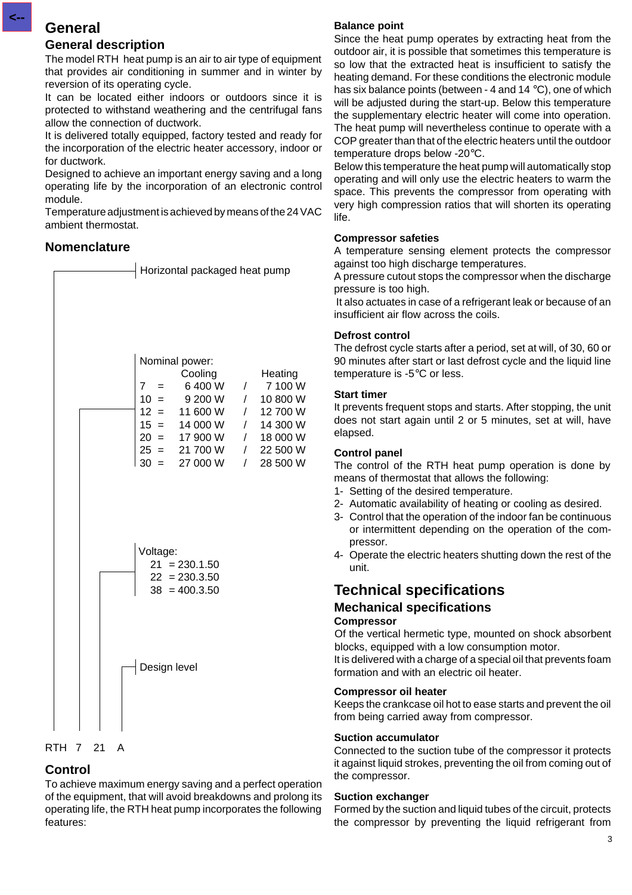# General

## General description

The model RTH heat pump is an air to air type of equipment that provides air conditioning in summer and in winter by reversion of its operating cycle.

It can be located either indoors or outdoors since it is protected to withstand weathering and the centrifugal fans allow the connection of ductwork.

It is delivered totally equipped, factory tested and ready for the incorporation of the electric heater accessory, indoor or for ductwork.

Designed to achieve an important energy saving and a long operating life by the incorporation of an electronic control module.

Temperature adjustment is achieved by means of the 24 VAC ambient thermostat.

## Nomenclature

RTH 7 21 A

- RTH: Horizontal packaged heat pump
- 7: Nominal power:

| | Cooling | | Heating |
|---|---|---|---|
| 7 = | 6 400 W | / | 7 100 W |
| 10 = | 9 200 W | / | 10 800 W |
| 12 = | 11 600 W | / | 12 700 W |
| 15 = | 14 000 W | / | 14 300 W |
| 20 = | 17 900 W | / | 18 000 W |
| 25 = | 21 700 W | / | 22 500 W |
| 30 = | 27 000 W | / | 28 500 W |

- 21: Voltage:
  - 21 = 230.1.50
  - 22 = 230.3.50
  - 38 = 400.3.50
- A: Design level

## Control

To achieve maximum energy saving and a perfect operation of the equipment, that will avoid breakdowns and prolong its operating life, the RTH heat pump incorporates the following features:

### Balance point

Since the heat pump operates by extracting heat from the outdoor air, it is possible that sometimes this temperature is so low that the extracted heat is insufficient to satisfy the heating demand. For these conditions the electronic module has six balance points (between - 4 and 14 °C), one of which will be adjusted during the start-up. Below this temperature the supplementary electric heater will come into operation. The heat pump will nevertheless continue to operate with a COP greater than that of the electric heaters until the outdoor temperature drops below -20°C.

Below this temperature the heat pump will automatically stop operating and will only use the electric heaters to warm the space. This prevents the compressor from operating with very high compression ratios that will shorten its operating life.

### Compressor safeties

A temperature sensing element protects the compressor against too high discharge temperatures.

A pressure cutout stops the compressor when the discharge pressure is too high.

It also actuates in case of a refrigerant leak or because of an insufficient air flow across the coils.

### Defrost control

The defrost cycle starts after a period, set at will, of 30, 60 or 90 minutes after start or last defrost cycle and the liquid line temperature is -5°C or less.

### Start timer

It prevents frequent stops and starts. After stopping, the unit does not start again until 2 or 5 minutes, set at will, have elapsed.

### Control panel

The control of the RTH heat pump operation is done by means of thermostat that allows the following:

1- Setting of the desired temperature.
2- Automatic availability of heating or cooling as desired.
3- Control that the operation of the indoor fan be continuous or intermittent depending on the operation of the compressor.
4- Operate the electric heaters shutting down the rest of the unit.

# Technical specifications

## Mechanical specifications

### Compressor

Of the vertical hermetic type, mounted on shock absorbent blocks, equipped with a low consumption motor.

It is delivered with a charge of a special oil that prevents foam formation and with an electric oil heater.

### Compressor oil heater

Keeps the crankcase oil hot to ease starts and prevent the oil from being carried away from compressor.

### Suction accumulator

Connected to the suction tube of the compressor it protects it against liquid strokes, preventing the oil from coming out of the compressor.

### Suction exchanger

Formed by the suction and liquid tubes of the circuit, protects the compressor by preventing the liquid refrigerant from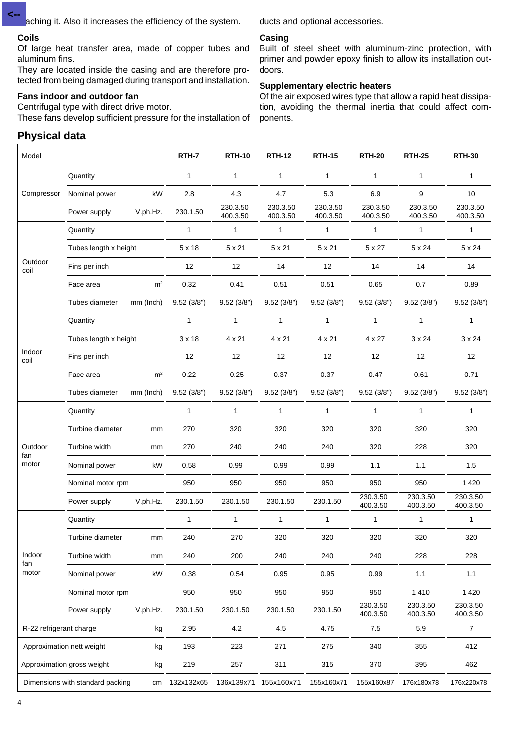aching it. Also it increases the efficiency of the system.

### Coils

Of large heat transfer area, made of copper tubes and aluminum fins.

They are located inside the casing and are therefore protected from being damaged during transport and installation.

### Fans indoor and outdoor fan

Centrifugal type with direct drive motor.

These fans develop sufficient pressure for the installation of ducts and optional accessories.

### Casing

Built of steel sheet with aluminum-zinc protection, with primer and powder epoxy finish to allow its installation outdoors.

### Supplementary electric heaters

Of the air exposed wires type that allow a rapid heat dissipation, avoiding the thermal inertia that could affect components.

## Physical data

| Model | | | RTH-7 | RTH-10 | RTH-12 | RTH-15 | RTH-20 | RTH-25 | RTH-30 |
|---|---|---|---|---|---|---|---|---|---|
| Compressor | Quantity | | 1 | 1 | 1 | 1 | 1 | 1 | 1 |
| | Nominal power | kW | 2.8 | 4.3 | 4.7 | 5.3 | 6.9 | 9 | 10 |
| | Power supply | V.ph.Hz. | 230.1.50 | 230.3.50 400.3.50 | 230.3.50 400.3.50 | 230.3.50 400.3.50 | 230.3.50 400.3.50 | 230.3.50 400.3.50 | 230.3.50 400.3.50 |
| Outdoor coil | Quantity | | 1 | 1 | 1 | 1 | 1 | 1 | 1 |
| | Tubes length x height | | 5 x 18 | 5 x 21 | 5 x 21 | 5 x 21 | 5 x 27 | 5 x 24 | 5 x 24 |
| | Fins per inch | | 12 | 12 | 14 | 12 | 14 | 14 | 14 |
| | Face area | $m^2$ | 0.32 | 0.41 | 0.51 | 0.51 | 0.65 | 0.7 | 0.89 |
| | Tubes diameter | mm (Inch) | 9.52 (3/8") | 9.52 (3/8") | 9.52 (3/8") | 9.52 (3/8") | 9.52 (3/8") | 9.52 (3/8") | 9.52 (3/8") |
| Indoor coil | Quantity | | 1 | 1 | 1 | 1 | 1 | 1 | 1 |
| | Tubes length x height | | 3 x 18 | 4 x 21 | 4 x 21 | 4 x 21 | 4 x 27 | 3 x 24 | 3 x 24 |
| | Fins per inch | | 12 | 12 | 12 | 12 | 12 | 12 | 12 |
| | Face area | $m^2$ | 0.22 | 0.25 | 0.37 | 0.37 | 0.47 | 0.61 | 0.71 |
| | Tubes diameter | mm (Inch) | 9.52 (3/8") | 9.52 (3/8") | 9.52 (3/8") | 9.52 (3/8") | 9.52 (3/8") | 9.52 (3/8") | 9.52 (3/8") |
| Outdoor fan motor | Quantity | | 1 | 1 | 1 | 1 | 1 | 1 | 1 |
| | Turbine diameter | mm | 270 | 320 | 320 | 320 | 320 | 320 | 320 |
| | Turbine width | mm | 270 | 240 | 240 | 240 | 320 | 228 | 320 |
| | Nominal power | kW | 0.58 | 0.99 | 0.99 | 0.99 | 1.1 | 1.1 | 1.5 |
| | Nominal motor rpm | | 950 | 950 | 950 | 950 | 950 | 950 | 1 420 |
| | Power supply | V.ph.Hz. | 230.1.50 | 230.1.50 | 230.1.50 | 230.1.50 | 230.3.50 400.3.50 | 230.3.50 400.3.50 | 230.3.50 400.3.50 |
| Indoor fan motor | Quantity | | 1 | 1 | 1 | 1 | 1 | 1 | 1 |
| | Turbine diameter | mm | 240 | 270 | 320 | 320 | 320 | 320 | 320 |
| | Turbine width | mm | 240 | 200 | 240 | 240 | 240 | 228 | 228 |
| | Nominal power | kW | 0.38 | 0.54 | 0.95 | 0.95 | 0.99 | 1.1 | 1.1 |
| | Nominal motor rpm | | 950 | 950 | 950 | 950 | 950 | 1 410 | 1 420 |
| | Power supply | V.ph.Hz. | 230.1.50 | 230.1.50 | 230.1.50 | 230.1.50 | 230.3.50 400.3.50 | 230.3.50 400.3.50 | 230.3.50 400.3.50 |
| R-22 refrigerant charge | | kg | 2.95 | 4.2 | 4.5 | 4.75 | 7.5 | 5.9 | 7 |
| Approximation nett weight | | kg | 193 | 223 | 271 | 275 | 340 | 355 | 412 |
| Approximation gross weight | | kg | 219 | 257 | 311 | 315 | 370 | 395 | 462 |
| Dimensions with standard packing | | cm | 132x132x65 | 136x139x71 | 155x160x71 | 155x160x71 | 155x160x87 | 176x180x78 | 176x220x78 |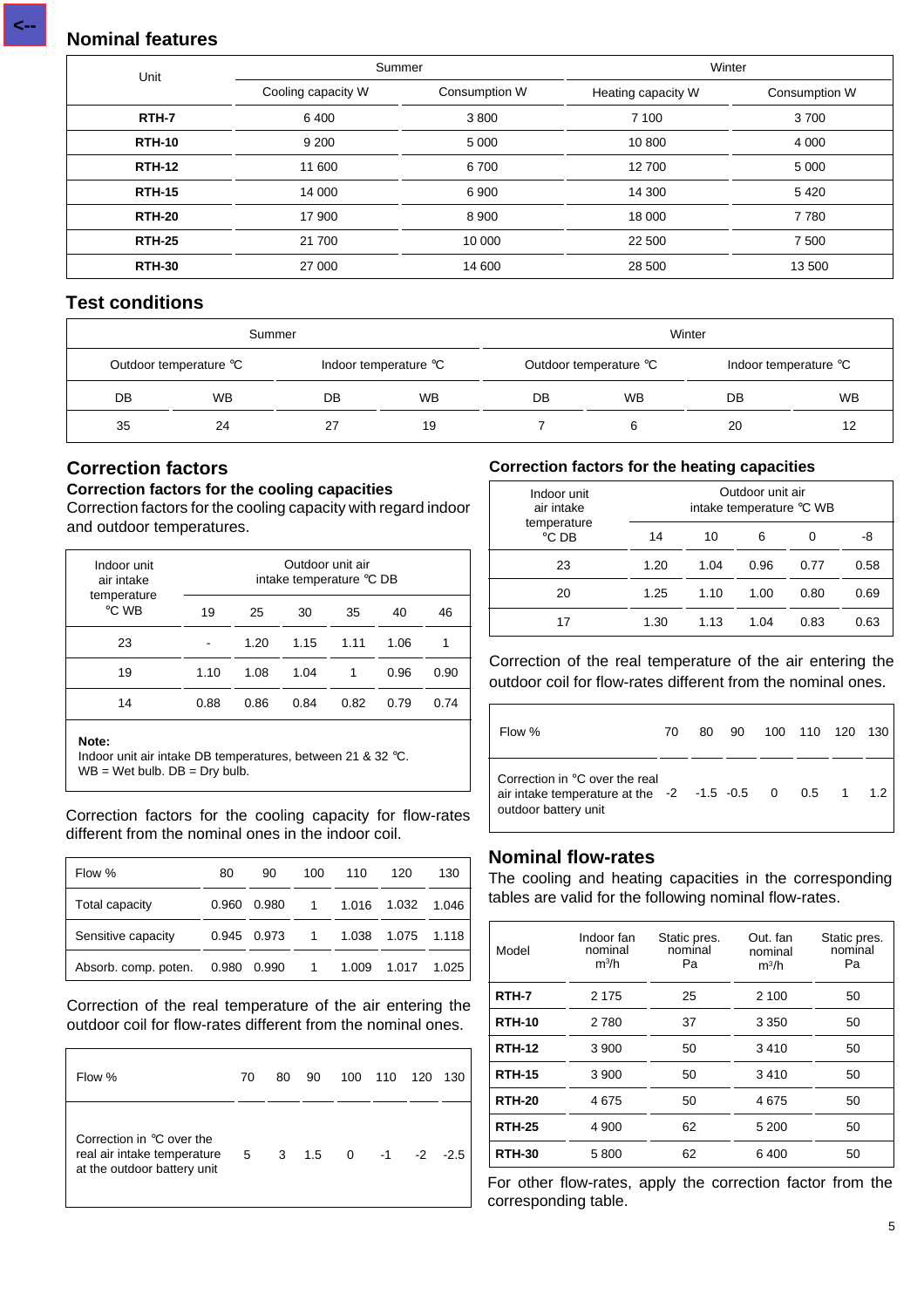## Nominal features

| Unit | Summer | | Winter | |
|---|---|---|---|---|
| | Cooling capacity W | Consumption W | Heating capacity W | Consumption W |
| **RTH-7** | 6 400 | 3 800 | 7 100 | 3 700 |
| **RTH-10** | 9 200 | 5 000 | 10 800 | 4 000 |
| **RTH-12** | 11 600 | 6 700 | 12 700 | 5 000 |
| **RTH-15** | 14 000 | 6 900 | 14 300 | 5 420 |
| **RTH-20** | 17 900 | 8 900 | 18 000 | 7 780 |
| **RTH-25** | 21 700 | 10 000 | 22 500 | 7 500 |
| **RTH-30** | 27 000 | 14 600 | 28 500 | 13 500 |

## Test conditions

| Summer | | | | Winter | | | |
|---|---|---|---|---|---|---|---|
| Outdoor temperature ℃ | | Indoor temperature ℃ | | Outdoor temperature ℃ | | Indoor temperature ℃ | |
| DB | WB | DB | WB | DB | WB | DB | WB |
| 35 | 24 | 27 | 19 | 7 | 6 | 20 | 12 |

## Correction factors

### Correction factors for the cooling capacities

Correction factors for the cooling capacity with regard indoor and outdoor temperatures.

| Indoor unit air intake temperature ℃ WB | Outdoor unit air intake temperature ℃ DB | | | | | |
|---|---|---|---|---|---|---|
| | 19 | 25 | 30 | 35 | 40 | 46 |
| 23 | - | 1.20 | 1.15 | 1.11 | 1.06 | 1 |
| 19 | 1.10 | 1.08 | 1.04 | 1 | 0.96 | 0.90 |
| 14 | 0.88 | 0.86 | 0.84 | 0.82 | 0.79 | 0.74 |

**Note:**
Indoor unit air intake DB temperatures, between 21 & 32 ℃.
WB = Wet bulb. DB = Dry bulb.

Correction factors for the cooling capacity for flow-rates different from the nominal ones in the indoor coil.

| Flow % | 80 | 90 | 100 | 110 | 120 | 130 |
|---|---|---|---|---|---|---|
| Total capacity | 0.960 | 0.980 | 1 | 1.016 | 1.032 | 1.046 |
| Sensitive capacity | 0.945 | 0.973 | 1 | 1.038 | 1.075 | 1.118 |
| Absorb. comp. poten. | 0.980 | 0.990 | 1 | 1.009 | 1.017 | 1.025 |

Correction of the real temperature of the air entering the outdoor coil for flow-rates different from the nominal ones.

| Flow % | 70 | 80 | 90 | 100 | 110 | 120 | 130 |
|---|---|---|---|---|---|---|---|
| Correction in ℃ over the real air intake temperature at the outdoor battery unit | 5 | 3 | 1.5 | 0 | -1 | -2 | -2.5 |

### Correction factors for the heating capacities

| Indoor unit air intake temperature ℃ DB | Outdoor unit air intake temperature ℃ WB | | | | |
|---|---|---|---|---|---|
| | 14 | 10 | 6 | 0 | -8 |
| 23 | 1.20 | 1.04 | 0.96 | 0.77 | 0.58 |
| 20 | 1.25 | 1.10 | 1.00 | 0.80 | 0.69 |
| 17 | 1.30 | 1.13 | 1.04 | 0.83 | 0.63 |

Correction of the real temperature of the air entering the outdoor coil for flow-rates different from the nominal ones.

| Flow % | 70 | 80 | 90 | 100 | 110 | 120 | 130 |
|---|---|---|---|---|---|---|---|
| Correction in ℃ over the real air intake temperature at the outdoor battery unit | -2 | -1.5 | -0.5 | 0 | 0.5 | 1 | 1.2 |

## Nominal flow-rates

The cooling and heating capacities in the corresponding tables are valid for the following nominal flow-rates.

| Model | Indoor fan nominal $m^3/h$ | Static pres. nominal Pa | Out. fan nominal $m^3/h$ | Static pres. nominal Pa |
|---|---|---|---|---|
| **RTH-7** | 2 175 | 25 | 2 100 | 50 |
| **RTH-10** | 2 780 | 37 | 3 350 | 50 |
| **RTH-12** | 3 900 | 50 | 3 410 | 50 |
| **RTH-15** | 3 900 | 50 | 3 410 | 50 |
| **RTH-20** | 4 675 | 50 | 4 675 | 50 |
| **RTH-25** | 4 900 | 62 | 5 200 | 50 |
| **RTH-30** | 5 800 | 62 | 6 400 | 50 |

For other flow-rates, apply the correction factor from the corresponding table.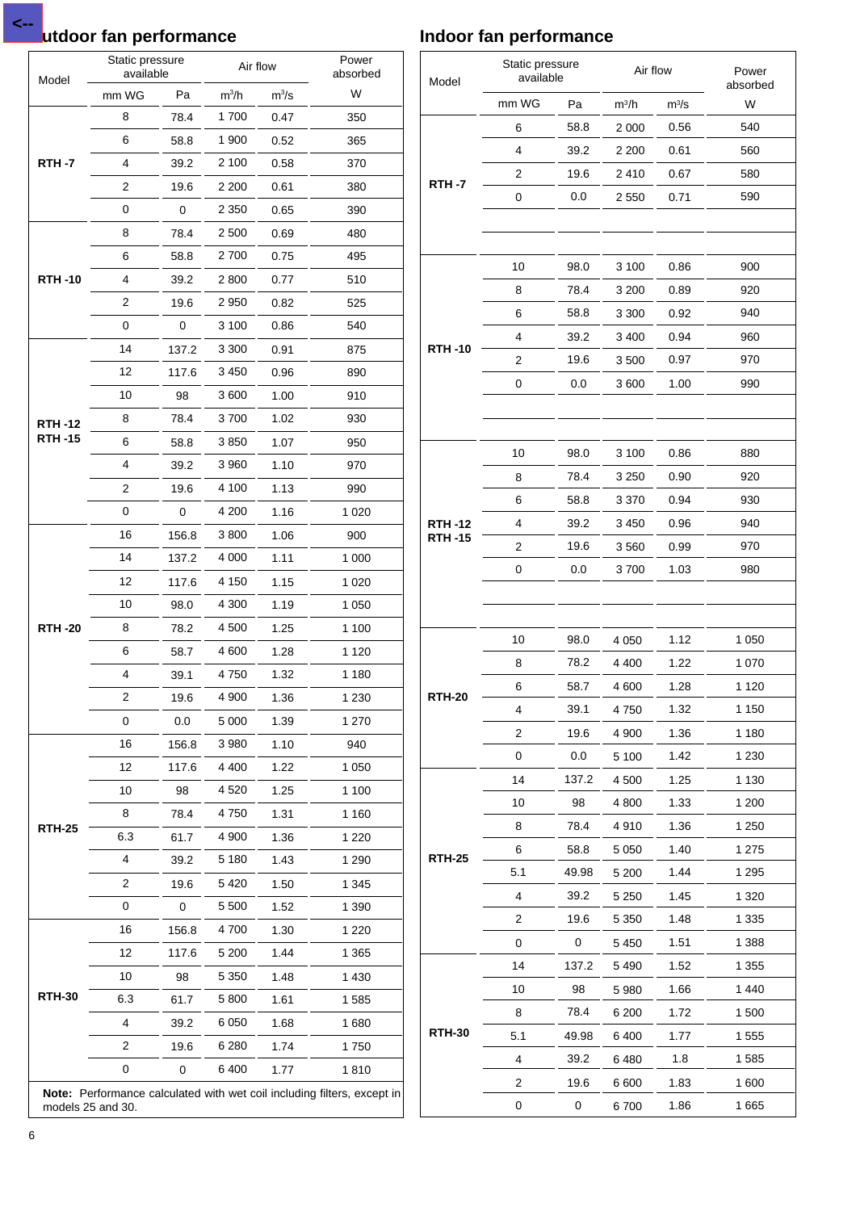## Outdoor fan performance

| Model | Static pressure available | | Air flow | | Power absorbed |
|---|---|---|---|---|---|
| | mm WG | Pa | $m^3/h$ | $m^3/s$ | W |
| RTH -7 | 8 | 78.4 | 1 700 | 0.47 | 350 |
| | 6 | 58.8 | 1 900 | 0.52 | 365 |
| | 4 | 39.2 | 2 100 | 0.58 | 370 |
| | 2 | 19.6 | 2 200 | 0.61 | 380 |
| | 0 | 0 | 2 350 | 0.65 | 390 |
| RTH -10 | 8 | 78.4 | 2 500 | 0.69 | 480 |
| | 6 | 58.8 | 2 700 | 0.75 | 495 |
| | 4 | 39.2 | 2 800 | 0.77 | 510 |
| | 2 | 19.6 | 2 950 | 0.82 | 525 |
| | 0 | 0 | 3 100 | 0.86 | 540 |
| RTH -12 RTH -15 | 14 | 137.2 | 3 300 | 0.91 | 875 |
| | 12 | 117.6 | 3 450 | 0.96 | 890 |
| | 10 | 98 | 3 600 | 1.00 | 910 |
| | 8 | 78.4 | 3 700 | 1.02 | 930 |
| | 6 | 58.8 | 3 850 | 1.07 | 950 |
| | 4 | 39.2 | 3 960 | 1.10 | 970 |
| | 2 | 19.6 | 4 100 | 1.13 | 990 |
| | 0 | 0 | 4 200 | 1.16 | 1 020 |
| RTH -20 | 16 | 156.8 | 3 800 | 1.06 | 900 |
| | 14 | 137.2 | 4 000 | 1.11 | 1 000 |
| | 12 | 117.6 | 4 150 | 1.15 | 1 020 |
| | 10 | 98.0 | 4 300 | 1.19 | 1 050 |
| | 8 | 78.2 | 4 500 | 1.25 | 1 100 |
| | 6 | 58.7 | 4 600 | 1.28 | 1 120 |
| | 4 | 39.1 | 4 750 | 1.32 | 1 180 |
| | 2 | 19.6 | 4 900 | 1.36 | 1 230 |
| | 0 | 0.0 | 5 000 | 1.39 | 1 270 |
| RTH-25 | 16 | 156.8 | 3 980 | 1.10 | 940 |
| | 12 | 117.6 | 4 400 | 1.22 | 1 050 |
| | 10 | 98 | 4 520 | 1.25 | 1 100 |
| | 8 | 78.4 | 4 750 | 1.31 | 1 160 |
| | 6.3 | 61.7 | 4 900 | 1.36 | 1 220 |
| | 4 | 39.2 | 5 180 | 1.43 | 1 290 |
| | 2 | 19.6 | 5 420 | 1.50 | 1 345 |
| | 0 | 0 | 5 500 | 1.52 | 1 390 |
| RTH-30 | 16 | 156.8 | 4 700 | 1.30 | 1 220 |
| | 12 | 117.6 | 5 200 | 1.44 | 1 365 |
| | 10 | 98 | 5 350 | 1.48 | 1 430 |
| | 6.3 | 61.7 | 5 800 | 1.61 | 1 585 |
| | 4 | 39.2 | 6 050 | 1.68 | 1 680 |
| | 2 | 19.6 | 6 280 | 1.74 | 1 750 |
| | 0 | 0 | 6 400 | 1.77 | 1 810 |

**Note:** Performance calculated with wet coil including filters, except in models 25 and 30.

## Indoor fan performance

| Model | Static pressure available | | Air flow | | Power absorbed |
|---|---|---|---|---|---|
| | mm WG | Pa | $m^3/h$ | $m^3/s$ | W |
| RTH -7 | 6 | 58.8 | 2 000 | 0.56 | 540 |
| | 4 | 39.2 | 2 200 | 0.61 | 560 |
| | 2 | 19.6 | 2 410 | 0.67 | 580 |
| | 0 | 0.0 | 2 550 | 0.71 | 590 |
| RTH -10 | 10 | 98.0 | 3 100 | 0.86 | 900 |
| | 8 | 78.4 | 3 200 | 0.89 | 920 |
| | 6 | 58.8 | 3 300 | 0.92 | 940 |
| | 4 | 39.2 | 3 400 | 0.94 | 960 |
| | 2 | 19.6 | 3 500 | 0.97 | 970 |
| | 0 | 0.0 | 3 600 | 1.00 | 990 |
| RTH -12 RTH -15 | 10 | 98.0 | 3 100 | 0.86 | 880 |
| | 8 | 78.4 | 3 250 | 0.90 | 920 |
| | 6 | 58.8 | 3 370 | 0.94 | 930 |
| | 4 | 39.2 | 3 450 | 0.96 | 940 |
| | 2 | 19.6 | 3 560 | 0.99 | 970 |
| | 0 | 0.0 | 3 700 | 1.03 | 980 |
| RTH-20 | 10 | 98.0 | 4 050 | 1.12 | 1 050 |
| | 8 | 78.2 | 4 400 | 1.22 | 1 070 |
| | 6 | 58.7 | 4 600 | 1.28 | 1 120 |
| | 4 | 39.1 | 4 750 | 1.32 | 1 150 |
| | 2 | 19.6 | 4 900 | 1.36 | 1 180 |
| | 0 | 0.0 | 5 100 | 1.42 | 1 230 |
| RTH-25 | 14 | 137.2 | 4 500 | 1.25 | 1 130 |
| | 10 | 98 | 4 800 | 1.33 | 1 200 |
| | 8 | 78.4 | 4 910 | 1.36 | 1 250 |
| | 6 | 58.8 | 5 050 | 1.40 | 1 275 |
| | 5.1 | 49.98 | 5 200 | 1.44 | 1 295 |
| | 4 | 39.2 | 5 250 | 1.45 | 1 320 |
| | 2 | 19.6 | 5 350 | 1.48 | 1 335 |
| | 0 | 0 | 5 450 | 1.51 | 1 388 |
| RTH-30 | 14 | 137.2 | 5 490 | 1.52 | 1 355 |
| | 10 | 98 | 5 980 | 1.66 | 1 440 |
| | 8 | 78.4 | 6 200 | 1.72 | 1 500 |
| | 5.1 | 49.98 | 6 400 | 1.77 | 1 555 |
| | 4 | 39.2 | 6 480 | 1.8 | 1 585 |
| | 2 | 19.6 | 6 600 | 1.83 | 1 600 |
| | 0 | 0 | 6 700 | 1.86 | 1 665 |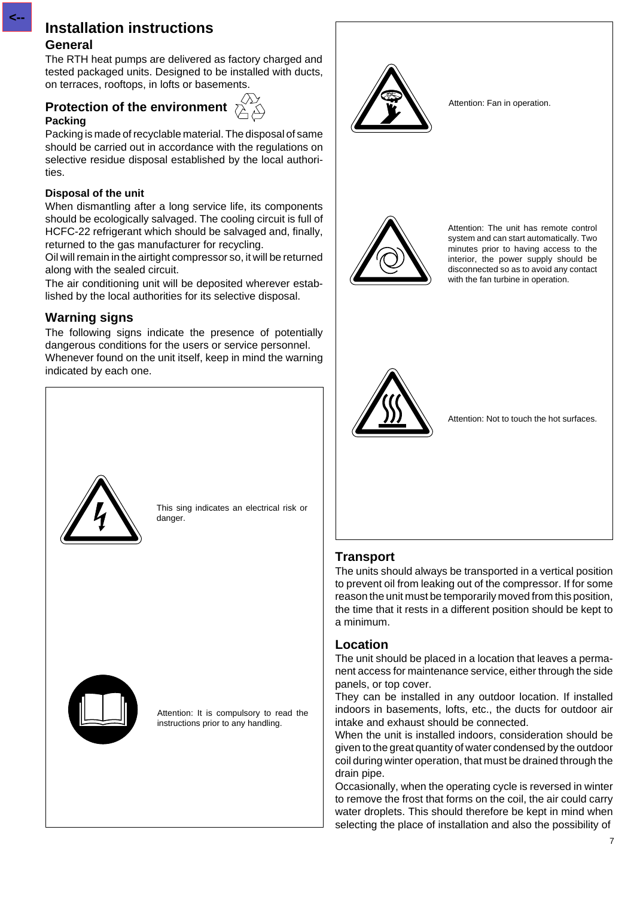# Installation instructions

## General

The RTH heat pumps are delivered as factory charged and tested packaged units. Designed to be installed with ducts, on terraces, rooftops, in lofts or basements.

## Protection of the environment

**Packing**

Packing is made of recyclable material. The disposal of same should be carried out in accordance with the regulations on selective residue disposal established by the local authorities.

**Disposal of the unit**

When dismantling after a long service life, its components should be ecologically salvaged. The cooling circuit is full of HCFC-22 refrigerant which should be salvaged and, finally, returned to the gas manufacturer for recycling.

Oil will remain in the airtight compressor so, it will be returned along with the sealed circuit.

The air conditioning unit will be deposited wherever established by the local authorities for its selective disposal.

## Warning signs

The following signs indicate the presence of potentially dangerous conditions for the users or service personnel.

Whenever found on the unit itself, keep in mind the warning indicated by each one.

This sing indicates an electrical risk or danger.

Attention: It is compulsory to read the instructions prior to any handling.

Attention: Fan in operation.

Attention: The unit has remote control system and can start automatically. Two minutes prior to having access to the interior, the power supply should be disconnected so as to avoid any contact with the fan turbine in operation.

Attention: Not to touch the hot surfaces.

## Transport

The units should always be transported in a vertical position to prevent oil from leaking out of the compressor. If for some reason the unit must be temporarily moved from this position, the time that it rests in a different position should be kept to a minimum.

## Location

The unit should be placed in a location that leaves a permanent access for maintenance service, either through the side panels, or top cover.

They can be installed in any outdoor location. If installed indoors in basements, lofts, etc., the ducts for outdoor air intake and exhaust should be connected.

When the unit is installed indoors, consideration should be given to the great quantity of water condensed by the outdoor coil during winter operation, that must be drained through the drain pipe.

Occasionally, when the operating cycle is reversed in winter to remove the frost that forms on the coil, the air could carry water droplets. This should therefore be kept in mind when selecting the place of installation and also the possibility of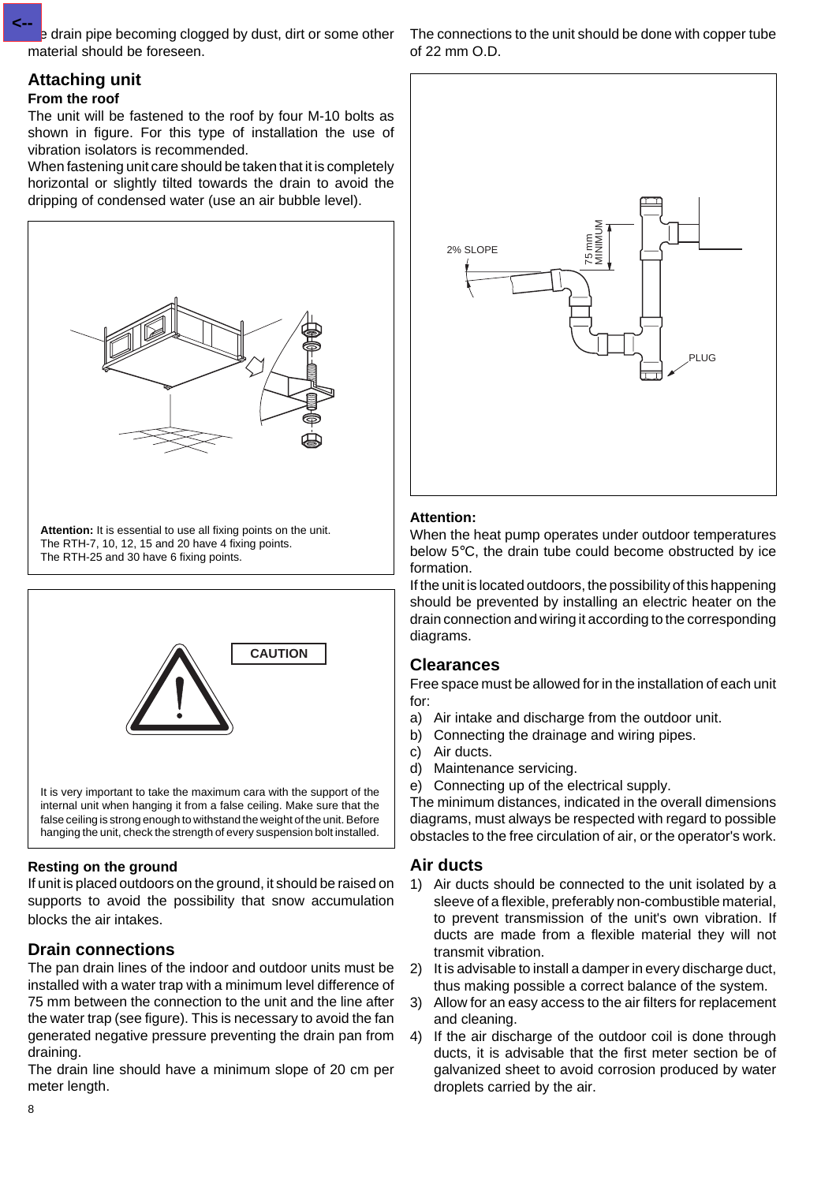...e drain pipe becoming clogged by dust, dirt or some other material should be foreseen.

## Attaching unit

### From the roof

The unit will be fastened to the roof by four M-10 bolts as shown in figure. For this type of installation the use of vibration isolators is recommended.

When fastening unit care should be taken that it is completely horizontal or slightly tilted towards the drain to avoid the dripping of condensed water (use an air bubble level).

**Attention:** It is essential to use all fixing points on the unit.
The RTH-7, 10, 12, 15 and 20 have 4 fixing points.
The RTH-25 and 30 have 6 fixing points.

**CAUTION**

It is very important to take the maximum cara with the support of the internal unit when hanging it from a false ceiling. Make sure that the false ceiling is strong enough to withstand the weight of the unit. Before hanging the unit, check the strength of every suspension bolt installed.

### Resting on the ground

If unit is placed outdoors on the ground, it should be raised on supports to avoid the possibility that snow accumulation blocks the air intakes.

## Drain connections

The pan drain lines of the indoor and outdoor units must be installed with a water trap with a minimum level difference of 75 mm between the connection to the unit and the line after the water trap (see figure). This is necessary to avoid the fan generated negative pressure preventing the drain pan from draining.

The drain line should have a minimum slope of 20 cm per meter length.

The connections to the unit should be done with copper tube of 22 mm O.D.

2% SLOPE
75 mm MINIMUM
PLUG

**Attention:**

When the heat pump operates under outdoor temperatures below 5°C, the drain tube could become obstructed by ice formation.

If the unit is located outdoors, the possibility of this happening should be prevented by installing an electric heater on the drain connection and wiring it according to the corresponding diagrams.

## Clearances

Free space must be allowed for in the installation of each unit for:

a) Air intake and discharge from the outdoor unit.
b) Connecting the drainage and wiring pipes.
c) Air ducts.
d) Maintenance servicing.
e) Connecting up of the electrical supply.

The minimum distances, indicated in the overall dimensions diagrams, must always be respected with regard to possible obstacles to the free circulation of air, or the operator's work.

## Air ducts

1) Air ducts should be connected to the unit isolated by a sleeve of a flexible, preferably non-combustible material, to prevent transmission of the unit's own vibration. If ducts are made from a flexible material they will not transmit vibration.
2) It is advisable to install a damper in every discharge duct, thus making possible a correct balance of the system.
3) Allow for an easy access to the air filters for replacement and cleaning.
4) If the air discharge of the outdoor coil is done through ducts, it is advisable that the first meter section be of galvanized sheet to avoid corrosion produced by water droplets carried by the air.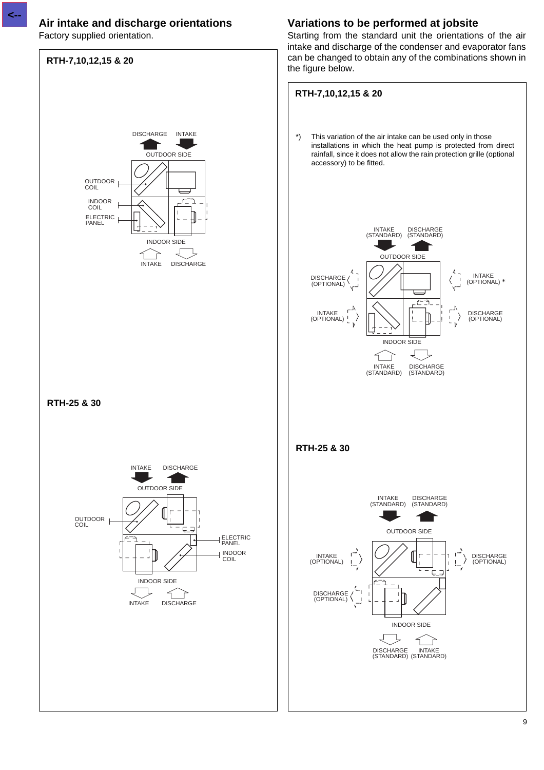## Air intake and discharge orientations

Factory supplied orientation.

### RTH-7,10,12,15 & 20

DISCHARGE INTAKE

OUTDOOR SIDE

OUTDOOR COIL

INDOOR COIL

ELECTRIC PANEL

INDOOR SIDE

INTAKE DISCHARGE

### RTH-25 & 30

INTAKE DISCHARGE

OUTDOOR SIDE

OUTDOOR COIL

ELECTRIC PANEL

INDOOR COIL

INDOOR SIDE

INTAKE DISCHARGE

## Variations to be performed at jobsite

Starting from the standard unit the orientations of the air intake and discharge of the condenser and evaporator fans can be changed to obtain any of the combinations shown in the figure below.

### RTH-7,10,12,15 & 20

*) This variation of the air intake can be used only in those installations in which the heat pump is protected from direct rainfall, since it does not allow the rain protection grille (optional accessory) to be fitted.

INTAKE (STANDARD) DISCHARGE (STANDARD)

OUTDOOR SIDE

DISCHARGE (OPTIONAL) INTAKE (OPTIONAL) *

INTAKE (OPTIONAL) DISCHARGE (OPTIONAL)

INDOOR SIDE

INTAKE (STANDARD) DISCHARGE (STANDARD)

### RTH-25 & 30

INTAKE (STANDARD) DISCHARGE (STANDARD)

OUTDOOR SIDE

INTAKE (OPTIONAL) DISCHARGE (OPTIONAL)

DISCHARGE (OPTIONAL)

INDOOR SIDE

DISCHARGE (STANDARD) INTAKE (STANDARD)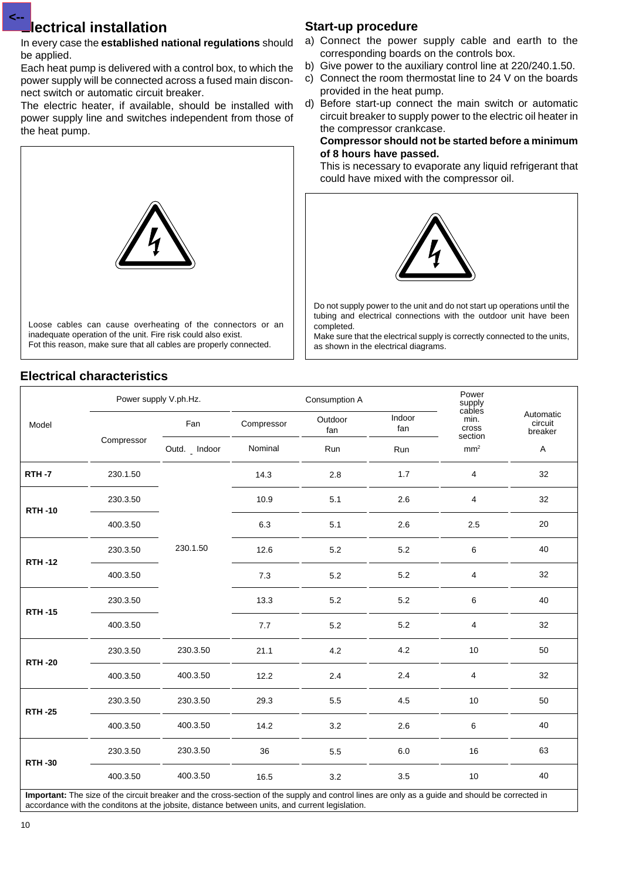## Electrical installation

In every case the **established national regulations** should be applied.

Each heat pump is delivered with a control box, to which the power supply will be connected across a fused main disconnect switch or automatic circuit breaker.

The electric heater, if available, should be installed with power supply line and switches independent from those of the heat pump.

Loose cables can cause overheating of the connectors or an inadequate operation of the unit. Fire risk could also exist.
Fot this reason, make sure that all cables are properly connected.

## Start-up procedure

a) Connect the power supply cable and earth to the corresponding boards on the controls box.
b) Give power to the auxiliary control line at 220/240.1.50.
c) Connect the room thermostat line to 24 V on the boards provided in the heat pump.
d) Before start-up connect the main switch or automatic circuit breaker to supply power to the electric oil heater in the compressor crankcase.

   **Compressor should not be started before a minimum of 8 hours have passed.**

   This is necessary to evaporate any liquid refrigerant that could have mixed with the compressor oil.

Do not supply power to the unit and do not start up operations until the tubing and electrical connections with the outdoor unit have been completed.
Make sure that the electrical supply is correctly connected to the units, as shown in the electrical diagrams.

## Electrical characteristics

| Model | Power supply V.ph.Hz. | | Consumption A | | | Power supply cables min. cross section | Automatic circuit breaker |
|---|---|---|---|---|---|---|---|
| | Compressor | Fan | Compressor | Outdoor fan | Indoor fan | | |
| | | Outd. - Indoor | Nominal | Run | Run | mm² | A |
| **RTH -7** | 230.1.50 | 230.1.50 | 14.3 | 2.8 | 1.7 | 4 | 32 |
| **RTH -10** | 230.3.50 | 230.1.50 | 10.9 | 5.1 | 2.6 | 4 | 32 |
| | 400.3.50 | 230.1.50 | 6.3 | 5.1 | 2.6 | 2.5 | 20 |
| **RTH -12** | 230.3.50 | 230.1.50 | 12.6 | 5.2 | 5.2 | 6 | 40 |
| | 400.3.50 | 230.1.50 | 7.3 | 5.2 | 5.2 | 4 | 32 |
| **RTH -15** | 230.3.50 | 230.1.50 | 13.3 | 5.2 | 5.2 | 6 | 40 |
| | 400.3.50 | 230.1.50 | 7.7 | 5.2 | 5.2 | 4 | 32 |
| **RTH -20** | 230.3.50 | 230.3.50 | 21.1 | 4.2 | 4.2 | 10 | 50 |
| | 400.3.50 | 400.3.50 | 12.2 | 2.4 | 2.4 | 4 | 32 |
| **RTH -25** | 230.3.50 | 230.3.50 | 29.3 | 5.5 | 4.5 | 10 | 50 |
| | 400.3.50 | 400.3.50 | 14.2 | 3.2 | 2.6 | 6 | 40 |
| **RTH -30** | 230.3.50 | 230.3.50 | 36 | 5.5 | 6.0 | 16 | 63 |
| | 400.3.50 | 400.3.50 | 16.5 | 3.2 | 3.5 | 10 | 40 |

**Important:** The size of the circuit breaker and the cross-section of the supply and control lines are only as a guide and should be corrected in accordance with the conditons at the jobsite, distance between units, and current legislation.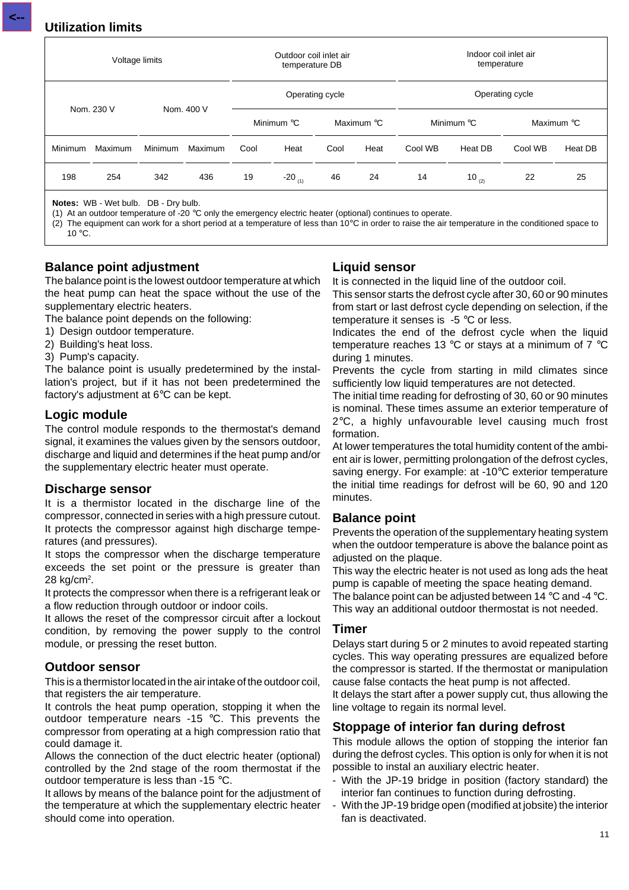## Utilization limits

| Voltage limits | | | | Outdoor coil inlet air temperature DB | | | | Indoor coil inlet air temperature | | | |
|---|---|---|---|---|---|---|---|---|---|---|---|
| Nom. 230 V | | Nom. 400 V | | Operating cycle | | | | Operating cycle | | | |
| | | | | Minimum °C | | Maximum °C | | Minimum °C | | Maximum °C | |
| Minimum | Maximum | Minimum | Maximum | Cool | Heat | Cool | Heat | Cool WB | Heat DB | Cool WB | Heat DB |
| 198 | 254 | 342 | 436 | 19 | -20 (1) | 46 | 24 | 14 | 10 (2) | 22 | 25 |

**Notes:** WB - Wet bulb. DB - Dry bulb.
(1) At an outdoor temperature of -20 °C only the emergency electric heater (optional) continues to operate.
(2) The equipment can work for a short period at a temperature of less than 10°C in order to raise the air temperature in the conditioned space to 10 °C.

### Balance point adjustment

The balance point is the lowest outdoor temperature at which the heat pump can heat the space without the use of the supplementary electric heaters.

The balance point depends on the following:

1) Design outdoor temperature.
2) Building's heat loss.
3) Pump's capacity.

The balance point is usually predetermined by the installation's project, but if it has not been predetermined the factory's adjustment at 6°C can be kept.

### Logic module

The control module responds to the thermostat's demand signal, it examines the values given by the sensors outdoor, discharge and liquid and determines if the heat pump and/or the supplementary electric heater must operate.

### Discharge sensor

It is a thermistor located in the discharge line of the compressor, connected in series with a high pressure cutout. It protects the compressor against high discharge temperatures (and pressures).

It stops the compressor when the discharge temperature exceeds the set point or the pressure is greater than 28 kg/cm$^2$.

It protects the compressor when there is a refrigerant leak or a flow reduction through outdoor or indoor coils.

It allows the reset of the compressor circuit after a lockout condition, by removing the power supply to the control module, or pressing the reset button.

### Outdoor sensor

This is a thermistor located in the air intake of the outdoor coil, that registers the air temperature.

It controls the heat pump operation, stopping it when the outdoor temperature nears -15 °C. This prevents the compressor from operating at a high compression ratio that could damage it.

Allows the connection of the duct electric heater (optional) controlled by the 2nd stage of the room thermostat if the outdoor temperature is less than -15 °C.

It allows by means of the balance point for the adjustment of the temperature at which the supplementary electric heater should come into operation.

### Liquid sensor

It is connected in the liquid line of the outdoor coil.

This sensor starts the defrost cycle after 30, 60 or 90 minutes from start or last defrost cycle depending on selection, if the temperature it senses is -5 °C or less.

Indicates the end of the defrost cycle when the liquid temperature reaches 13 °C or stays at a minimum of 7 °C during 1 minutes.

Prevents the cycle from starting in mild climates since sufficiently low liquid temperatures are not detected.

The initial time reading for defrosting of 30, 60 or 90 minutes is nominal. These times assume an exterior temperature of 2°C, a highly unfavourable level causing much frost formation.

At lower temperatures the total humidity content of the ambient air is lower, permitting prolongation of the defrost cycles, saving energy. For example: at -10°C exterior temperature the initial time readings for defrost will be 60, 90 and 120 minutes.

### Balance point

Prevents the operation of the supplementary heating system when the outdoor temperature is above the balance point as adjusted on the plaque.

This way the electric heater is not used as long ads the heat pump is capable of meeting the space heating demand.

The balance point can be adjusted between 14 °C and -4 °C. This way an additional outdoor thermostat is not needed.

### Timer

Delays start during 5 or 2 minutes to avoid repeated starting cycles. This way operating pressures are equalized before the compressor is started. If the thermostat or manipulation cause false contacts the heat pump is not affected.

It delays the start after a power supply cut, thus allowing the line voltage to regain its normal level.

### Stoppage of interior fan during defrost

This module allows the option of stopping the interior fan during the defrost cycles. This option is only for when it is not possible to instal an auxiliary electric heater.

- With the JP-19 bridge in position (factory standard) the interior fan continues to function during defrosting.
- With the JP-19 bridge open (modified at jobsite) the interior fan is deactivated.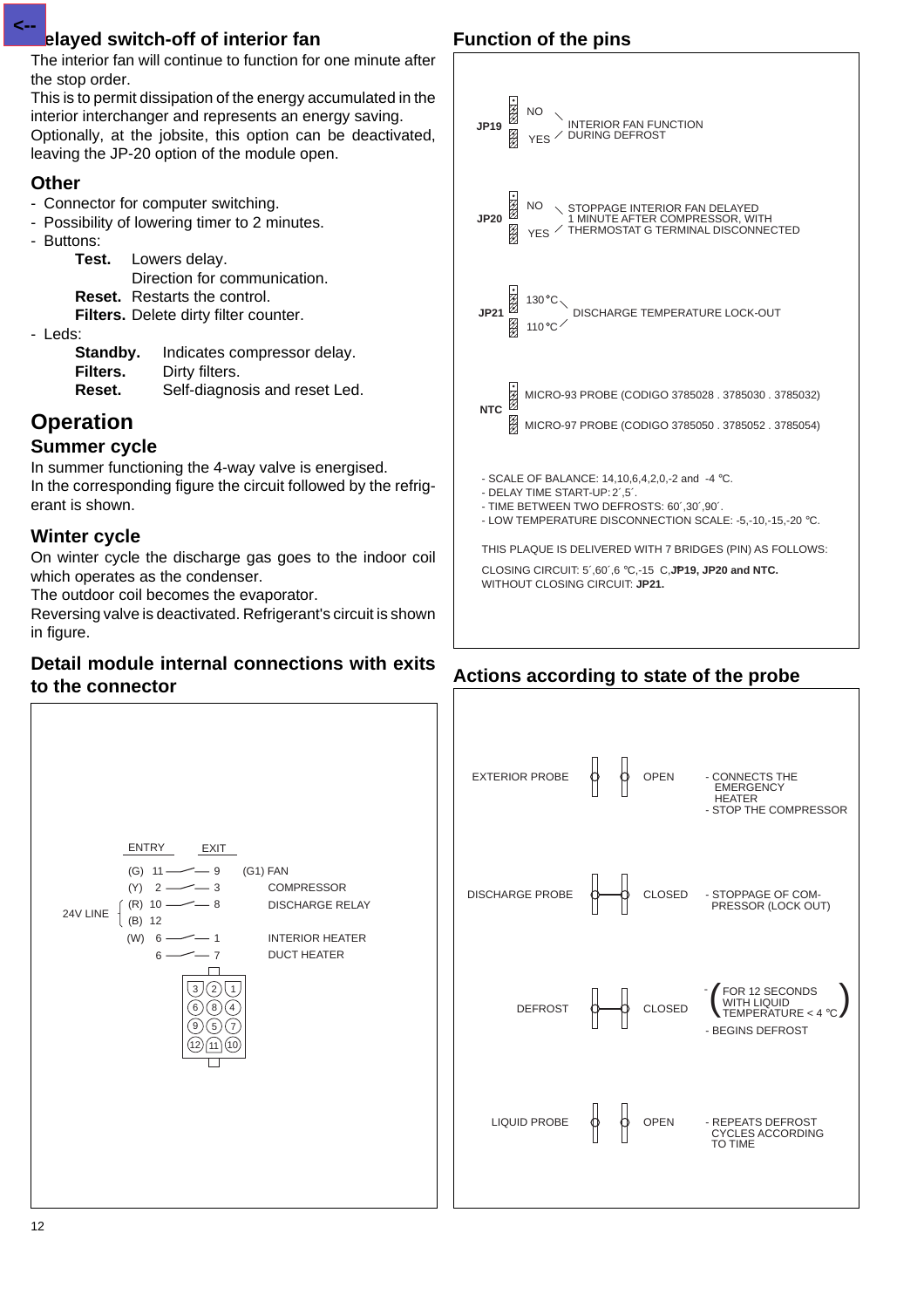## Delayed switch-off of interior fan

The interior fan will continue to function for one minute after the stop order.

This is to permit dissipation of the energy accumulated in the interior interchanger and represents an energy saving.

Optionally, at the jobsite, this option can be deactivated, leaving the JP-20 option of the module open.

## Other

- Connector for computer switching.
- Possibility of lowering timer to 2 minutes.
- Buttons:
  - **Test.** Lowers delay. Direction for communication.
  - **Reset.** Restarts the control.
  - **Filters.** Delete dirty filter counter.
- Leds:
  - **Standby.** Indicates compressor delay.
  - **Filters.** Dirty filters.
  - **Reset.** Self-diagnosis and reset Led.

# Operation

## Summer cycle

In summer functioning the 4-way valve is energised.

In the corresponding figure the circuit followed by the refrigerant is shown.

## Winter cycle

On winter cycle the discharge gas goes to the indoor coil which operates as the condenser.

The outdoor coil becomes the evaporator.

Reversing valve is deactivated. Refrigerant's circuit is shown in figure.

## Detail module internal connections with exits to the connector

| | ENTRY | EXIT | |
|---|---|---|---|
| | (G) 11 | 9 | (G1) FAN |
| | (Y) 2 | 3 | COMPRESSOR |
| 24V LINE | (R) 10 | 8 | DISCHARGE RELAY |
| | (B) 12 | | |
| | (W) 6 | 1 | INTERIOR HEATER |
| | 6 | 7 | DUCT HEATER |

Connector pins: 3 2 1 / 6 8 4 / 9 5 7 / 12 11 10

## Function of the pins

| Pin | Position | Function |
|---|---|---|
| JP19 | NO / YES | INTERIOR FAN FUNCTION DURING DEFROST |
| JP20 | NO / YES | STOPPAGE INTERIOR FAN DELAYED 1 MINUTE AFTER COMPRESSOR, WITH THERMOSTAT G TERMINAL DISCONNECTED |
| JP21 | 130 °C / 110 °C | DISCHARGE TEMPERATURE LOCK-OUT |
| NTC | | MICRO-93 PROBE (CODIGO 3785028 . 3785030 . 3785032) / MICRO-97 PROBE (CODIGO 3785050 . 3785052 . 3785054) |

- SCALE OF BALANCE: 14,10,6,4,2,0,-2 and -4 °C.
- DELAY TIME START-UP: 2´,5´.
- TIME BETWEEN TWO DEFROSTS: 60´,30´,90´.
- LOW TEMPERATURE DISCONNECTION SCALE: -5,-10,-15,-20 °C.

THIS PLAQUE IS DELIVERED WITH 7 BRIDGES (PIN) AS FOLLOWS:

CLOSING CIRCUIT: 5´,60´,6 °C,-15 C,**JP19, JP20 and NTC.**

WITHOUT CLOSING CIRCUIT: **JP21.**

## Actions according to state of the probe

| Probe | State | Action |
|---|---|---|
| EXTERIOR PROBE | OPEN | - CONNECTS THE EMERGENCY HEATER<br>- STOP THE COMPRESSOR |
| DISCHARGE PROBE | CLOSED | - STOPPAGE OF COMPRESSOR (LOCK OUT) |
| DEFROST | CLOSED | - (FOR 12 SECONDS WITH LIQUID TEMPERATURE < 4 °C)<br>- BEGINS DEFROST |
| LIQUID PROBE | OPEN | - REPEATS DEFROST CYCLES ACCORDING TO TIME |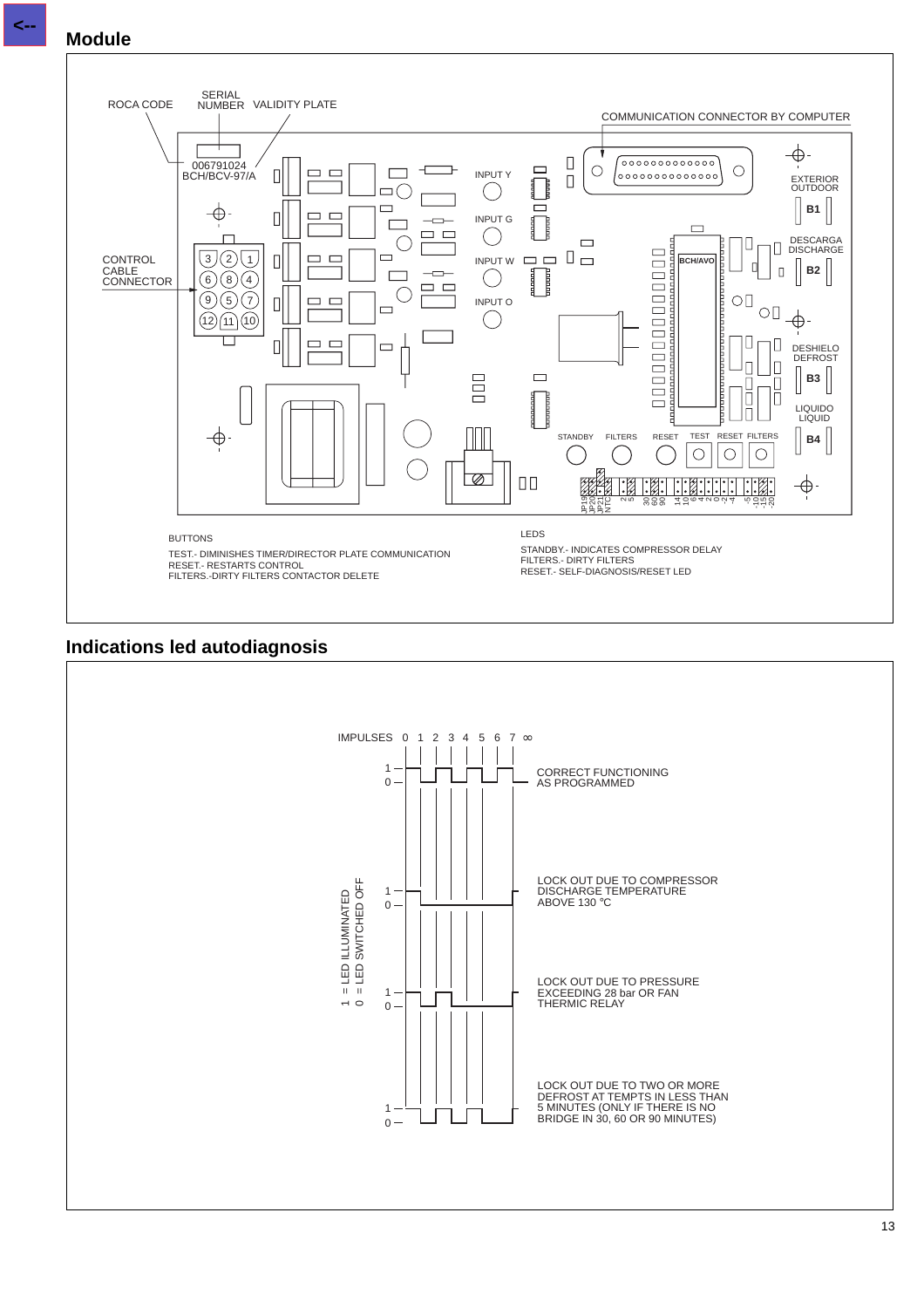## Module

ROCA CODE

SERIAL NUMBER

VALIDITY PLATE

COMMUNICATION CONNECTOR BY COMPUTER

006791024
BCH/BCV-97/A

CONTROL CABLE CONNECTOR

INPUT Y

INPUT G

INPUT W

INPUT O

BCH/AVO

EXTERIOR OUTDOOR

B1

DESCARGA DISCHARGE

B2

DESHIELO DEFROST

B3

LIQUIDO LIQUID

B4

STANDBY FILTERS RESET TEST RESET FILTERS

JP19 JP20 JP21 NTC 2 5 30 60 90 14 10 6 4 2 0 -2 -4 -5 -10 -15 -20

BUTTONS

TEST.- DIMINISHES TIMER/DIRECTOR PLATE COMMUNICATION
RESET.- RESTARTS CONTROL
FILTERS.-DIRTY FILTERS CONTACTOR DELETE

LEDS

STANDBY.- INDICATES COMPRESSOR DELAY
FILTERS.- DIRTY FILTERS
RESET.- SELF-DIAGNOSIS/RESET LED

## Indications led autodiagnosis

IMPULSES 0 1 2 3 4 5 6 7 ∞

1 = LED ILLUMINATED
0 = LED SWITCHED OFF

CORRECT FUNCTIONING AS PROGRAMMED

LOCK OUT DUE TO COMPRESSOR DISCHARGE TEMPERATURE ABOVE 130 ºC

LOCK OUT DUE TO PRESSURE EXCEEDING 28 bar OR FAN THERMIC RELAY

LOCK OUT DUE TO TWO OR MORE DEFROST AT TEMPTS IN LESS THAN 5 MINUTES (ONLY IF THERE IS NO BRIDGE IN 30, 60 OR 90 MINUTES)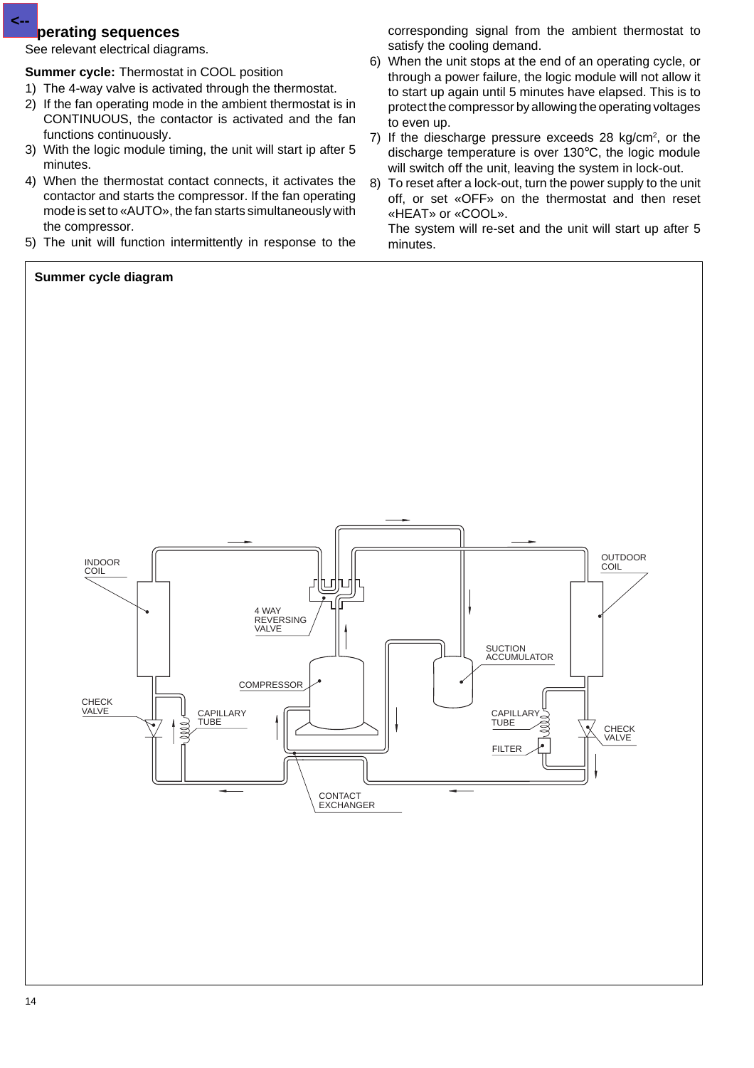## Operating sequences

See relevant electrical diagrams.

**Summer cycle:** Thermostat in COOL position

1) The 4-way valve is activated through the thermostat.
2) If the fan operating mode in the ambient thermostat is in CONTINUOUS, the contactor is activated and the fan functions continuously.
3) With the logic module timing, the unit will start ip after 5 minutes.
4) When the thermostat contact connects, it activates the contactor and starts the compressor. If the fan operating mode is set to «AUTO», the fan starts simultaneously with the compressor.
5) The unit will function intermittently in response to the corresponding signal from the ambient thermostat to satisfy the cooling demand.
6) When the unit stops at the end of an operating cycle, or through a power failure, the logic module will not allow it to start up again until 5 minutes have elapsed. This is to protect the compressor by allowing the operating voltages to even up.
7) If the diescharge pressure exceeds 28 kg/cm$^2$, or the discharge temperature is over 130°C, the logic module will switch off the unit, leaving the system in lock-out.
8) To reset after a lock-out, turn the power supply to the unit off, or set «OFF» on the thermostat and then reset «HEAT» or «COOL».

   The system will re-set and the unit will start up after 5 minutes.

**Summer cycle diagram**

INDOOR COIL

4 WAY REVERSING VALVE

OUTDOOR COIL

SUCTION ACCUMULATOR

COMPRESSOR

CHECK VALVE

CAPILLARY TUBE

CAPILLARY TUBE

CHECK VALVE

FILTER

CONTACT EXCHANGER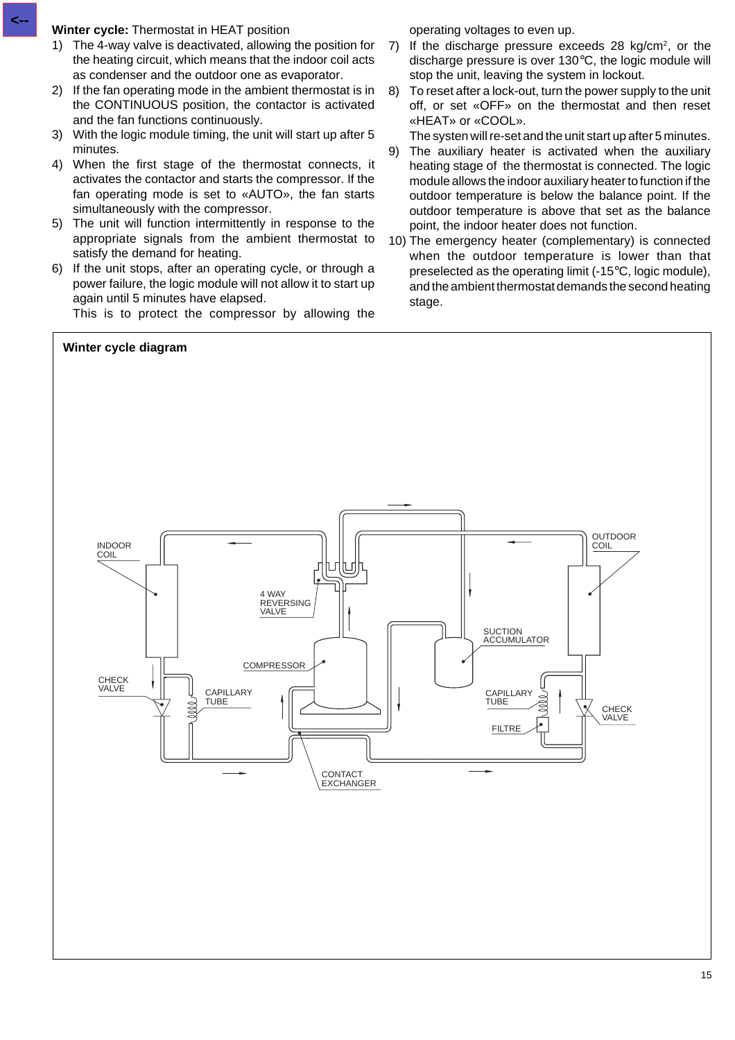**Winter cycle:** Thermostat in HEAT position

1) The 4-way valve is deactivated, allowing the position for the heating circuit, which means that the indoor coil acts as condenser and the outdoor one as evaporator.
2) If the fan operating mode in the ambient thermostat is in the CONTINUOUS position, the contactor is activated and the fan functions continuously.
3) With the logic module timing, the unit will start up after 5 minutes.
4) When the first stage of the thermostat connects, it activates the contactor and starts the compressor. If the fan operating mode is set to «AUTO», the fan starts simultaneously with the compressor.
5) The unit will function intermittently in response to the appropriate signals from the ambient thermostat to satisfy the demand for heating.
6) If the unit stops, after an operating cycle, or through a power failure, the logic module will not allow it to start up again until 5 minutes have elapsed.
   This is to protect the compressor by allowing the operating voltages to even up.
7) If the discharge pressure exceeds 28 kg/cm$^2$, or the discharge pressure is over 130°C, the logic module will stop the unit, leaving the system in lockout.
8) To reset after a lock-out, turn the power supply to the unit off, or set «OFF» on the thermostat and then reset «HEAT» or «COOL».
   The systen will re-set and the unit start up after 5 minutes.
9) The auxiliary heater is activated when the auxiliary heating stage of the thermostat is connected. The logic module allows the indoor auxiliary heater to function if the outdoor temperature is below the balance point. If the outdoor temperature is above that set as the balance point, the indoor heater does not function.
10) The emergency heater (complementary) is connected when the outdoor temperature is lower than that preselected as the operating limit (-15°C, logic module), and the ambient thermostat demands the second heating stage.

**Winter cycle diagram**

INDOOR COIL, 4 WAY REVERSING VALVE, OUTDOOR COIL, SUCTION ACCUMULATOR, COMPRESSOR, CHECK VALVE, CAPILLARY TUBE, CAPILLARY TUBE, CHECK VALVE, FILTRE, CONTACT EXCHANGER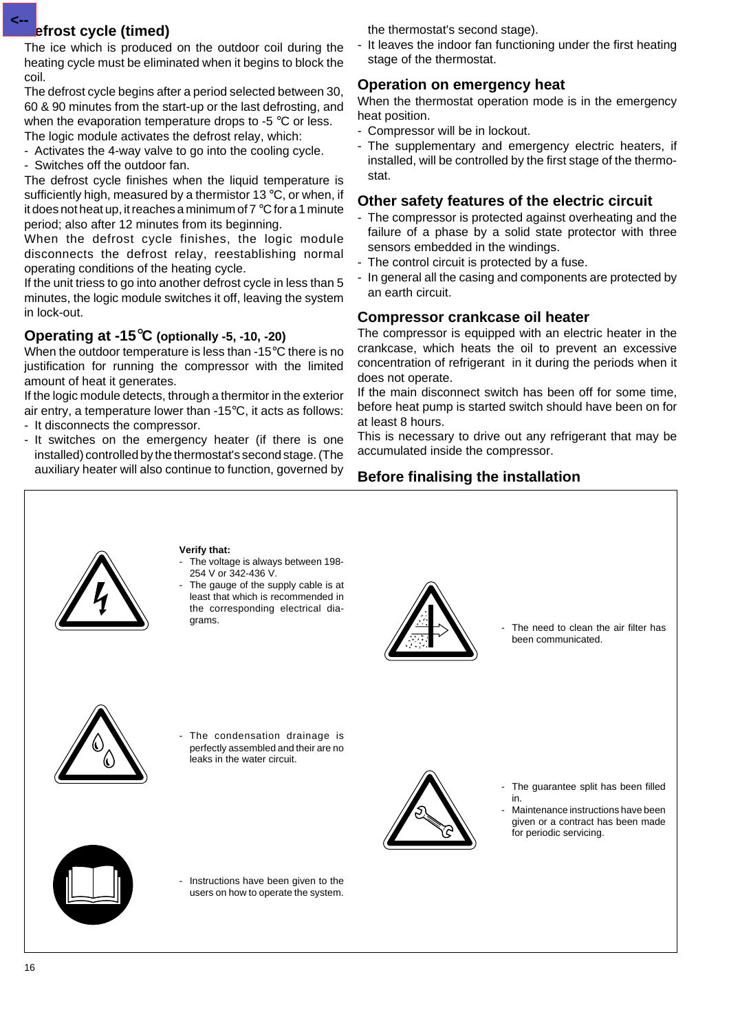## Defrost cycle (timed)

The ice which is produced on the outdoor coil during the heating cycle must be eliminated when it begins to block the coil.

The defrost cycle begins after a period selected between 30, 60 & 90 minutes from the start-up or the last defrosting, and when the evaporation temperature drops to -5 °C or less.

The logic module activates the defrost relay, which:

- Activates the 4-way valve to go into the cooling cycle.
- Switches off the outdoor fan.

The defrost cycle finishes when the liquid temperature is sufficiently high, measured by a thermistor 13 °C, or when, if it does not heat up, it reaches a minimum of 7 °C for a 1 minute period; also after 12 minutes from its beginning.

When the defrost cycle finishes, the logic module disconnects the defrost relay, reestablishing normal operating conditions of the heating cycle.

If the unit triess to go into another defrost cycle in less than 5 minutes, the logic module switches it off, leaving the system in lock-out.

## Operating at -15℃ (optionally -5, -10, -20)

When the outdoor temperature is less than -15°C there is no justification for running the compressor with the limited amount of heat it generates.

If the logic module detects, through a thermitor in the exterior air entry, a temperature lower than -15°C, it acts as follows:

- It disconnects the compressor.
- It switches on the emergency heater (if there is one installed) controlled by the thermostat's second stage. (The auxiliary heater will also continue to function, governed by the thermostat's second stage).
- It leaves the indoor fan functioning under the first heating stage of the thermostat.

## Operation on emergency heat

When the thermostat operation mode is in the emergency heat position.

- Compressor will be in lockout.
- The supplementary and emergency electric heaters, if installed, will be controlled by the first stage of the thermostat.

## Other safety features of the electric circuit

- The compressor is protected against overheating and the failure of a phase by a solid state protector with three sensors embedded in the windings.
- The control circuit is protected by a fuse.
- In general all the casing and components are protected by an earth circuit.

## Compressor crankcase oil heater

The compressor is equipped with an electric heater in the crankcase, which heats the oil to prevent an excessive concentration of refrigerant in it during the periods when it does not operate.

If the main disconnect switch has been off for some time, before heat pump is started switch should have been on for at least 8 hours.

This is necessary to drive out any refrigerant that may be accumulated inside the compressor.

## Before finalising the installation

**Verify that:**

- The voltage is always between 198-254 V or 342-436 V.
- The gauge of the supply cable is at least that which is recommended in the corresponding electrical diagrams.

- The need to clean the air filter has been communicated.

- The condensation drainage is perfectly assembled and their are no leaks in the water circuit.

- The guarantee split has been filled in.
- Maintenance instructions have been given or a contract has been made for periodic servicing.

- Instructions have been given to the users on how to operate the system.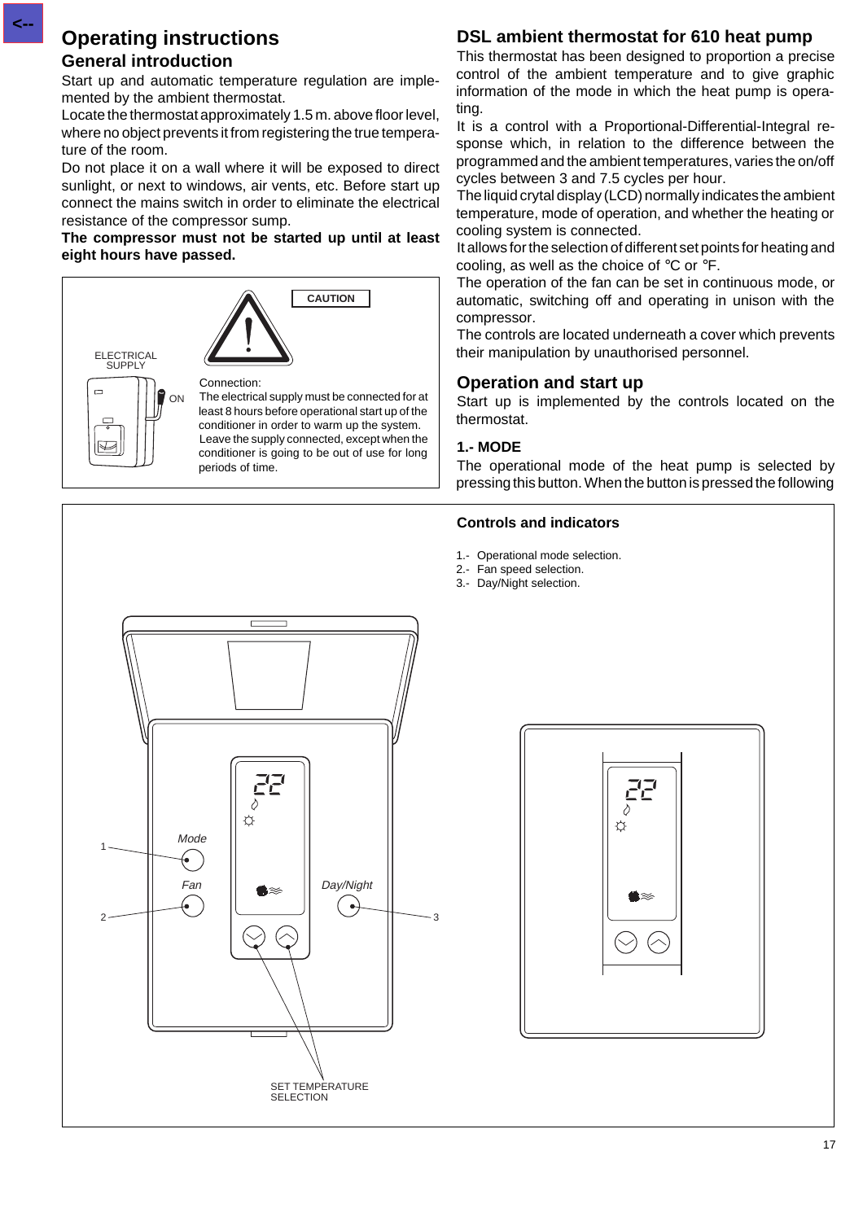# Operating instructions

## General introduction

Start up and automatic temperature regulation are implemented by the ambient thermostat.

Locate the thermostat approximately 1.5 m. above floor level, where no object prevents it from registering the true temperature of the room.

Do not place it on a wall where it will be exposed to direct sunlight, or next to windows, air vents, etc. Before start up connect the mains switch in order to eliminate the electrical resistance of the compressor sump.

**The compressor must not be started up until at least eight hours have passed.**

ELECTRICAL SUPPLY

ON

CAUTION

Connection:
The electrical supply must be connected for at least 8 hours before operational start up of the conditioner in order to warm up the system.
Leave the supply connected, except when the conditioner is going to be out of use for long periods of time.

## DSL ambient thermostat for 610 heat pump

This thermostat has been designed to proportion a precise control of the ambient temperature and to give graphic information of the mode in which the heat pump is operating.

It is a control with a Proportional-Differential-Integral response which, in relation to the difference between the programmed and the ambient temperatures, varies the on/off cycles between 3 and 7.5 cycles per hour.

The liquid crytal display (LCD) normally indicates the ambient temperature, mode of operation, and whether the heating or cooling system is connected.

It allows for the selection of different set points for heating and cooling, as well as the choice of °C or °F.

The operation of the fan can be set in continuous mode, or automatic, switching off and operating in unison with the compressor.

The controls are located underneath a cover which prevents their manipulation by unauthorised personnel.

## Operation and start up

Start up is implemented by the controls located on the thermostat.

### 1.- MODE

The operational mode of the heat pump is selected by pressing this button. When the button is pressed the following

**Controls and indicators**

1.- Operational mode selection.
2.- Fan speed selection.
3.- Day/Night selection.

Mode

Fan

Day/Night

SET TEMPERATURE SELECTION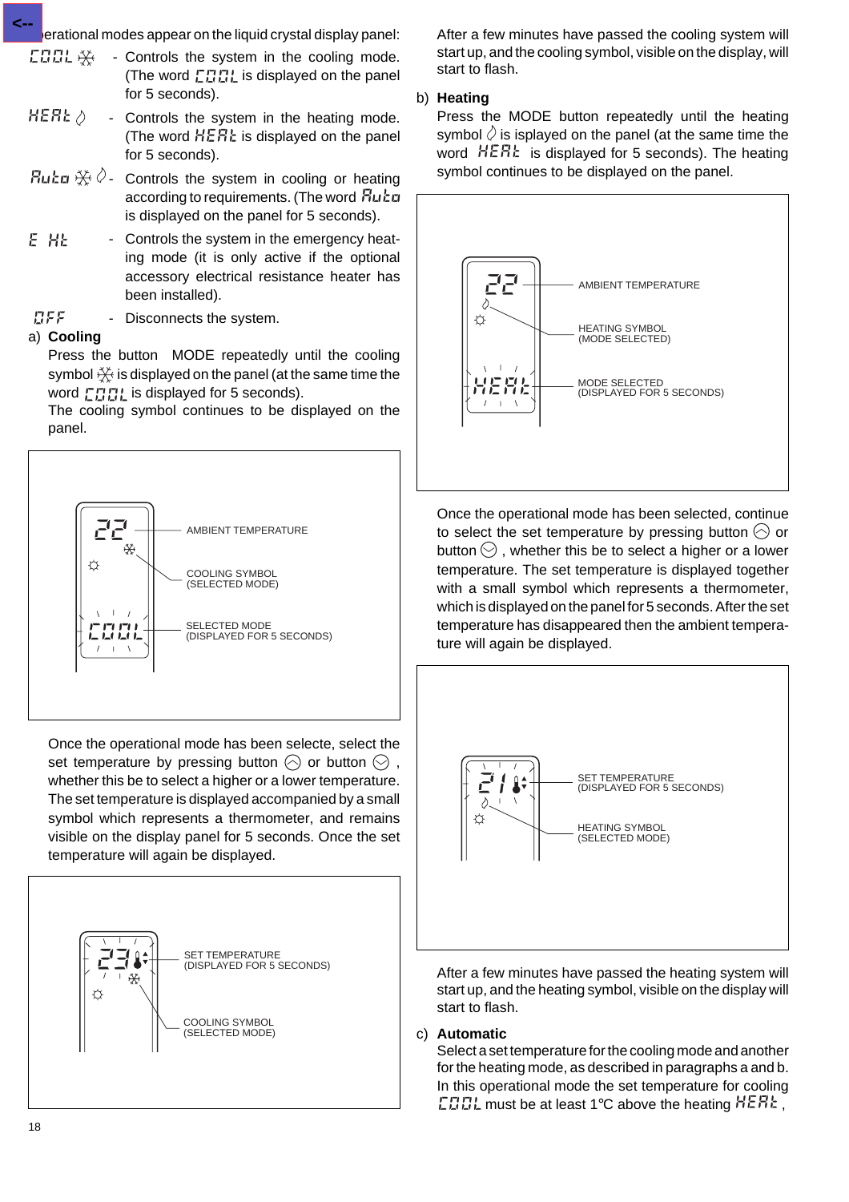...erational modes appear on the liquid crystal display panel:

- COOL ❄ - Controls the system in the cooling mode. (The word COOL is displayed on the panel for 5 seconds).
- HEAt ◊ - Controls the system in the heating mode. (The word HEAt is displayed on the panel for 5 seconds).
- Auto ❄ ◊ - Controls the system in cooling or heating according to requirements. (The word Auto is displayed on the panel for 5 seconds).
- E Ht - Controls the system in the emergency heating mode (it is only active if the optional accessory electrical resistance heater has been installed).
- OFF - Disconnects the system.

a) **Cooling**

Press the button MODE repeatedly until the cooling symbol ❄ is displayed on the panel (at the same time the word COOL is displayed for 5 seconds).
The cooling symbol continues to be displayed on the panel.

AMBIENT TEMPERATURE

COOLING SYMBOL (SELECTED MODE)

SELECTED MODE (DISPLAYED FOR 5 SECONDS)

Once the operational mode has been selecte, select the set temperature by pressing button ⌃ or button ⌄ , whether this be to select a higher or a lower temperature. The set temperature is displayed accompanied by a small symbol which represents a thermometer, and remains visible on the display panel for 5 seconds. Once the set temperature will again be displayed.

SET TEMPERATURE (DISPLAYED FOR 5 SECONDS)

COOLING SYMBOL (SELECTED MODE)

After a few minutes have passed the cooling system will start up, and the cooling symbol, visible on the display, will start to flash.

b) **Heating**

Press the MODE button repeatedly until the heating symbol ◊ is isplayed on the panel (at the same time the word HEAt is displayed for 5 seconds). The heating symbol continues to be displayed on the panel.

AMBIENT TEMPERATURE

HEATING SYMBOL (MODE SELECTED)

MODE SELECTED (DISPLAYED FOR 5 SECONDS)

Once the operational mode has been selected, continue to select the set temperature by pressing button ⌃ or button ⌄ , whether this be to select a higher or a lower temperature. The set temperature is displayed together with a small symbol which represents a thermometer, which is displayed on the panel for 5 seconds. After the set temperature has disappeared then the ambient temperature will again be displayed.

SET TEMPERATURE (DISPLAYED FOR 5 SECONDS)

HEATING SYMBOL (SELECTED MODE)

After a few minutes have passed the heating system will start up, and the heating symbol, visible on the display will start to flash.

c) **Automatic**

Select a set temperature for the cooling mode and another for the heating mode, as described in paragraphs a and b. In this operational mode the set temperature for cooling COOL must be at least 1°C above the heating HEAt ,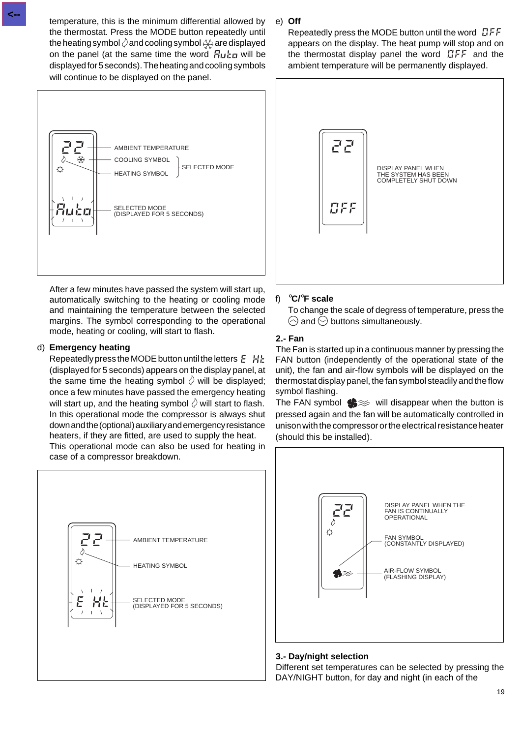temperature, this is the minimum differential allowed by the thermostat. Press the MODE button repeatedly until the heating symbol and cooling symbol are displayed on the panel (at the same time the word Auto will be displayed for 5 seconds). The heating and cooling symbols will continue to be displayed on the panel.

AMBIENT TEMPERATURE
COOLING SYMBOL
HEATING SYMBOL
SELECTED MODE
SELECTED MODE (DISPLAYED FOR 5 SECONDS)

After a few minutes have passed the system will start up, automatically switching to the heating or cooling mode and maintaining the temperature between the selected margins. The symbol corresponding to the operational mode, heating or cooling, will start to flash.

d) **Emergency heating**

Repeatedly press the MODE button until the letters E Ht (displayed for 5 seconds) appears on the display panel, at the same time the heating symbol will be displayed; once a few minutes have passed the emergency heating will start up, and the heating symbol will start to flash. In this operational mode the compressor is always shut down and the (optional) auxiliary and emergency resistance heaters, if they are fitted, are used to supply the heat. This operational mode can also be used for heating in case of a compressor breakdown.

AMBIENT TEMPERATURE
HEATING SYMBOL
SELECTED MODE (DISPLAYED FOR 5 SECONDS)

e) **Off**

Repeatedly press the MODE button until the word OFF appears on the display. The heat pump will stop and on the thermostat display panel the word OFF and the ambient temperature will be permanently displayed.

DISPLAY PANEL WHEN THE SYSTEM HAS BEEN COMPLETELY SHUT DOWN

f) **°C/°F scale**

To change the scale of degress of temperature, press the ⌃ and ⌄ buttons simultaneously.

**2.- Fan**

The Fan is started up in a continuous manner by pressing the FAN button (independently of the operational state of the unit), the fan and air-flow symbols will be displayed on the thermostat display panel, the fan symbol steadily and the flow symbol flashing.

The FAN symbol will disappear when the button is pressed again and the fan will be automatically controlled in unison with the compressor or the electrical resistance heater (should this be installed).

DISPLAY PANEL WHEN THE FAN IS CONTINUALLY OPERATIONAL
FAN SYMBOL (CONSTANTLY DISPLAYED)
AIR-FLOW SYMBOL (FLASHING DISPLAY)

**3.- Day/night selection**

Different set temperatures can be selected by pressing the DAY/NIGHT button, for day and night (in each of the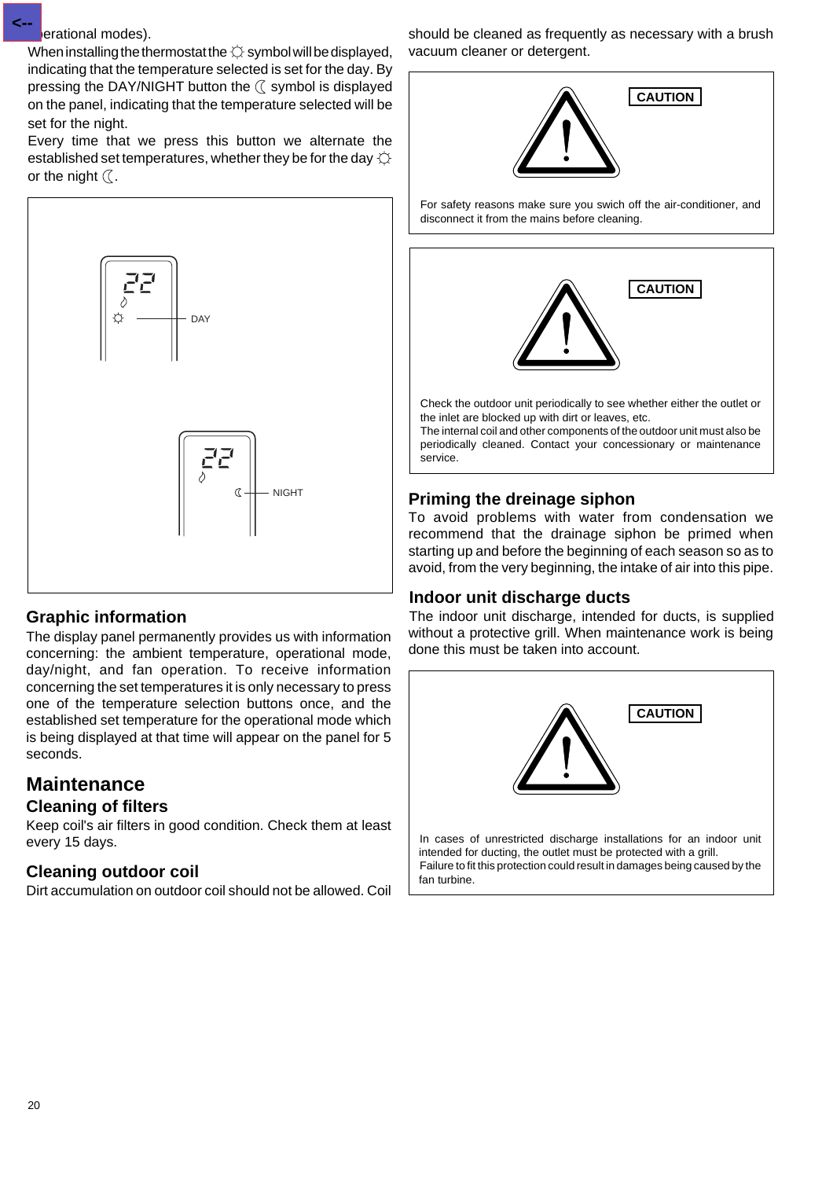erational modes).

When installing the thermostat the ☼ symbol will be displayed, indicating that the temperature selected is set for the day. By pressing the DAY/NIGHT button the ☾ symbol is displayed on the panel, indicating that the temperature selected will be set for the night.

Every time that we press this button we alternate the established set temperatures, whether they be for the day ☼ or the night ☾.

DAY

NIGHT

## Graphic information

The display panel permanently provides us with information concerning: the ambient temperature, operational mode, day/night, and fan operation. To receive information concerning the set temperatures it is only necessary to press one of the temperature selection buttons once, and the established set temperature for the operational mode which is being displayed at that time will appear on the panel for 5 seconds.

# Maintenance

## Cleaning of filters

Keep coil's air filters in good condition. Check them at least every 15 days.

## Cleaning outdoor coil

Dirt accumulation on outdoor coil should not be allowed. Coil should be cleaned as frequently as necessary with a brush vacuum cleaner or detergent.

**CAUTION**

For safety reasons make sure you swich off the air-conditioner, and disconnect it from the mains before cleaning.

**CAUTION**

Check the outdoor unit periodically to see whether either the outlet or the inlet are blocked up with dirt or leaves, etc.

The internal coil and other components of the outdoor unit must also be periodically cleaned. Contact your concessionary or maintenance service.

## Priming the dreinage siphon

To avoid problems with water from condensation we recommend that the drainage siphon be primed when starting up and before the beginning of each season so as to avoid, from the very beginning, the intake of air into this pipe.

## Indoor unit discharge ducts

The indoor unit discharge, intended for ducts, is supplied without a protective grill. When maintenance work is being done this must be taken into account.

**CAUTION**

In cases of unrestricted discharge installations for an indoor unit intended for ducting, the outlet must be protected with a grill.

Failure to fit this protection could result in damages being caused by the fan turbine.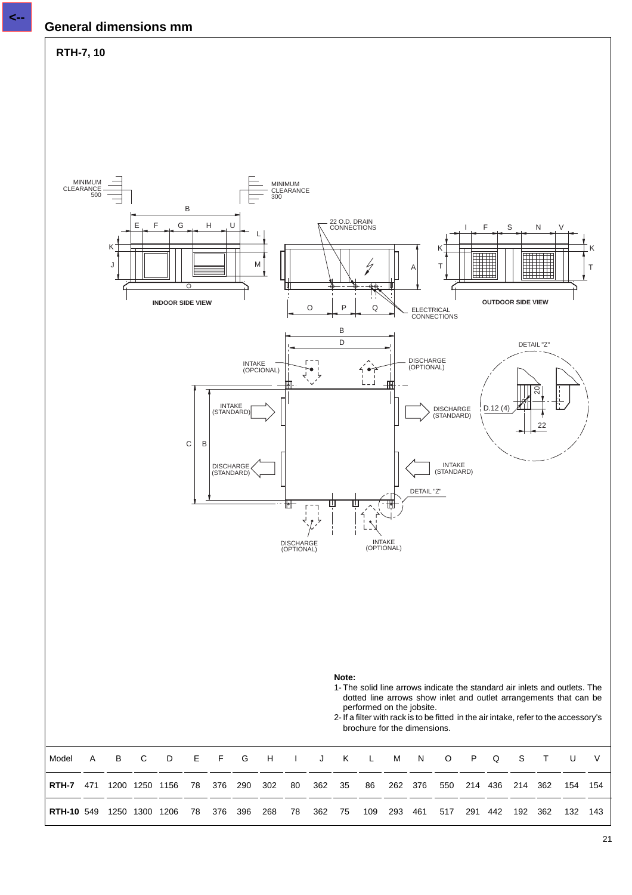## General dimensions mm

### RTH-7, 10

MINIMUM CLEARANCE 500

MINIMUM CLEARANCE 300

22 O.D. DRAIN CONNECTIONS

ELECTRICAL CONNECTIONS

INDOOR SIDE VIEW

OUTDOOR SIDE VIEW

INTAKE (OPCIONAL)

DISCHARGE (OPTIONAL)

INTAKE (STANDARD)

DISCHARGE (STANDARD)

DISCHARGE (STANDARD)

INTAKE (STANDARD)

DETAIL "Z"

D.12 (4)

DISCHARGE (OPTIONAL)

INTAKE (OPTIONAL)

**Note:**

1- The solid line arrows indicate the standard air inlets and outlets. The dotted line arrows show inlet and outlet arrangements that can be performed on the jobsite.

2- If a filter with rack is to be fitted in the air intake, refer to the accessory's brochure for the dimensions.

| Model | A | B | C | D | E | F | G | H | I | J | K | L | M | N | O | P | Q | S | T | U | V |
|---|---|---|---|---|---|---|---|---|---|---|---|---|---|---|---|---|---|---|---|---|---|
| **RTH-7** | 471 | 1200 | 1250 | 1156 | 78 | 376 | 290 | 302 | 80 | 362 | 35 | 86 | 262 | 376 | 550 | 214 | 436 | 214 | 362 | 154 | 154 |
| **RTH-10** | 549 | 1250 | 1300 | 1206 | 78 | 376 | 396 | 268 | 78 | 362 | 75 | 109 | 293 | 461 | 517 | 291 | 442 | 192 | 362 | 132 | 143 |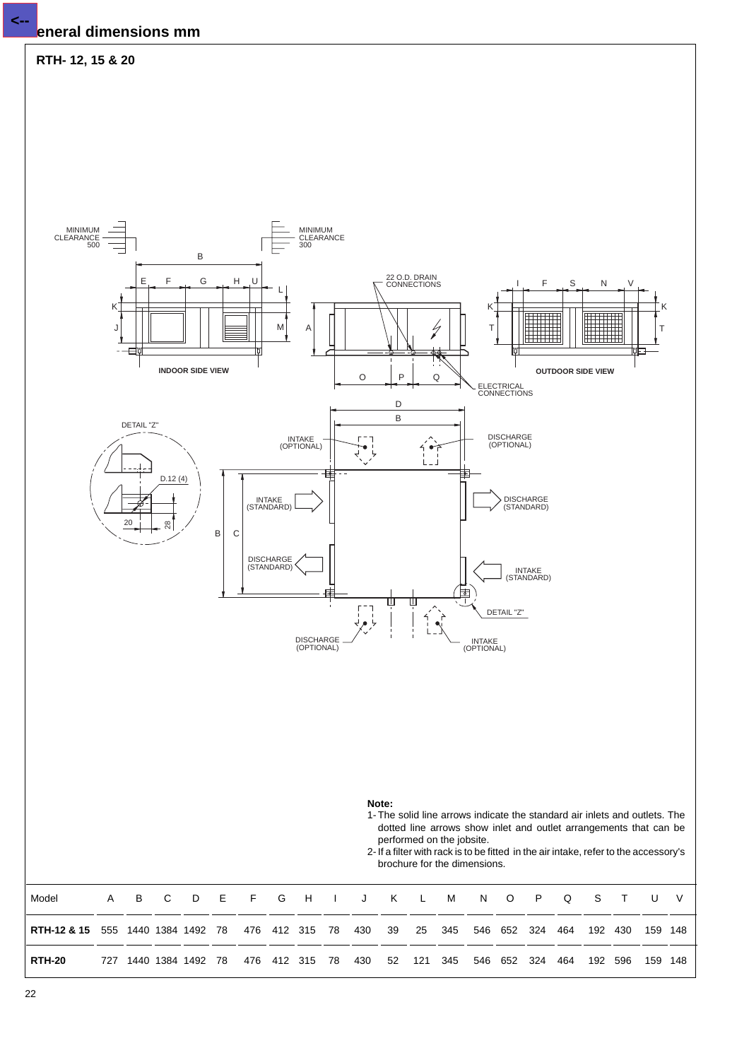## General dimensions mm

### RTH- 12, 15 & 20

MINIMUM CLEARANCE 500

MINIMUM CLEARANCE 300

INDOOR SIDE VIEW

22 O.D. DRAIN CONNECTIONS

ELECTRICAL CONNECTIONS

OUTDOOR SIDE VIEW

DETAIL "Z"

D.12 (4)

INTAKE (OPTIONAL)

DISCHARGE (OPTIONAL)

INTAKE (STANDARD)

DISCHARGE (STANDARD)

DISCHARGE (STANDARD)

INTAKE (STANDARD)

DETAIL "Z"

DISCHARGE (OPTIONAL)

INTAKE (OPTIONAL)

**Note:**

1- The solid line arrows indicate the standard air inlets and outlets. The dotted line arrows show inlet and outlet arrangements that can be performed on the jobsite.

2- If a filter with rack is to be fitted in the air intake, refer to the accessory's brochure for the dimensions.

| Model | A | B | C | D | E | F | G | H | I | J | K | L | M | N | O | P | Q | S | T | U | V |
|---|---|---|---|---|---|---|---|---|---|---|---|---|---|---|---|---|---|---|---|---|---|
| **RTH-12 & 15** | 555 | 1440 | 1384 | 1492 | 78 | 476 | 412 | 315 | 78 | 430 | 39 | 25 | 345 | 546 | 652 | 324 | 464 | 192 | 430 | 159 | 148 |
| **RTH-20** | 727 | 1440 | 1384 | 1492 | 78 | 476 | 412 | 315 | 78 | 430 | 52 | 121 | 345 | 546 | 652 | 324 | 464 | 192 | 596 | 159 | 148 |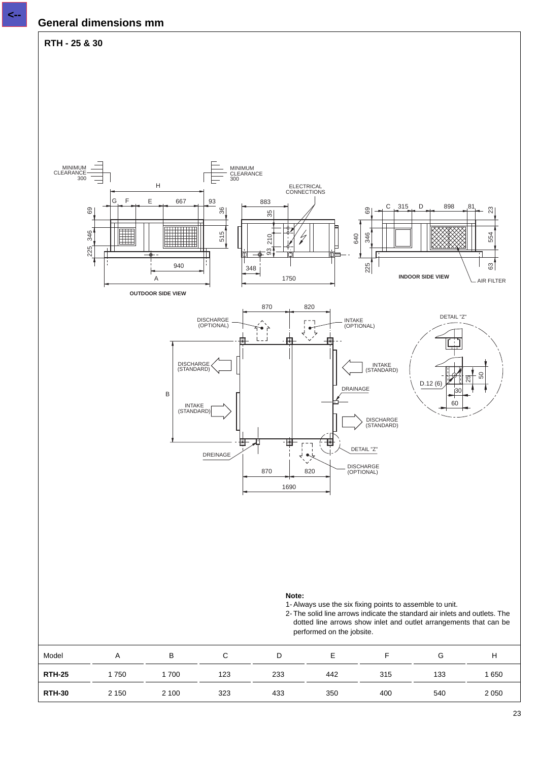## General dimensions mm

### RTH - 25 & 30

**Note:**

1- Always use the six fixing points to assemble to unit.

2- The solid line arrows indicate the standard air inlets and outlets. The dotted line arrows show inlet and outlet arrangements that can be performed on the jobsite.

| Model | A | B | C | D | E | F | G | H |
|---|---|---|---|---|---|---|---|---|
| **RTH-25** | 1 750 | 1 700 | 123 | 233 | 442 | 315 | 133 | 1 650 |
| **RTH-30** | 2 150 | 2 100 | 323 | 433 | 350 | 400 | 540 | 2 050 |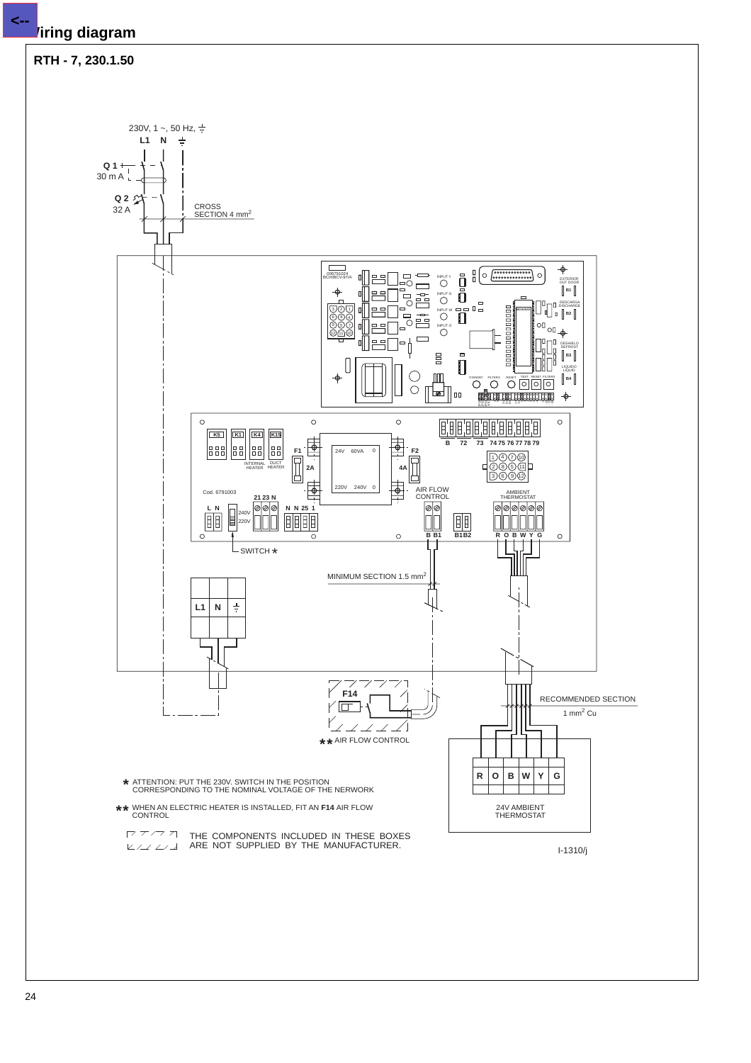# Wiring diagram

## RTH - 7, 230.1.50

230V, 1 ~, 50 Hz, ⏚

L1 N ⏚

Q 1 30 m A

Q 2 32 A

CROSS SECTION 4 mm$^2$

MINIMUM SECTION 1.5 mm$^2$

RECOMMENDED SECTION 1 mm$^2$ Cu

F14

** AIR FLOW CONTROL

24V AMBIENT THERMOSTAT

SWITCH *

AIR FLOW CONTROL

AMBIENT THERMOSTAT

Cod. 6791003

* ATTENTION: PUT THE 230V. SWITCH IN THE POSITION CORRESPONDING TO THE NOMINAL VOLTAGE OF THE NERWORK

** WHEN AN ELECTRIC HEATER IS INSTALLED, FIT AN **F14** AIR FLOW CONTROL

THE COMPONENTS INCLUDED IN THESE BOXES ARE NOT SUPPLIED BY THE MANUFACTURER.

I-1310/j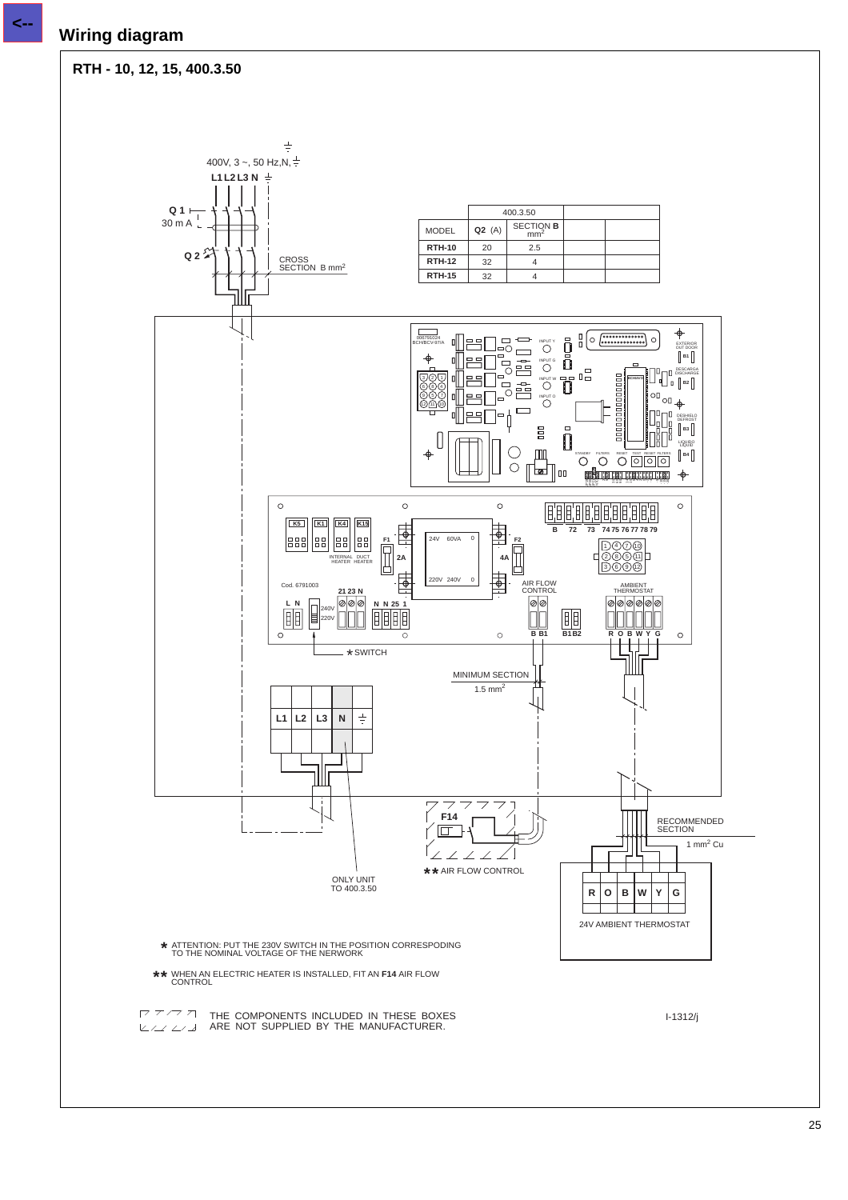# Wiring diagram

## RTH - 10, 12, 15, 400.3.50

400V, 3 ~, 50 Hz,N,⏚

L1 L2 L3 N ⏚

Q 1

30 m A

Q 2

CROSS SECTION B mm$^2$

| MODEL | 400.3.50 | | | |
|---|---|---|---|---|
| | Q2 (A) | SECTION B mm$^2$ | | |
| RTH-10 | 20 | 2.5 | | |
| RTH-12 | 32 | 4 | | |
| RTH-15 | 32 | 4 | | |

006791024 BCH/BCV-97/A

INPUT Y · INPUT G · INPUT W · INPUT O

EXTERIOR OUT DOOR · B1

DESCARGA DISCHARGE · B2

DESHIELO DEFROST · B3

LIQUIDO LIQUID · B4

STANDBY · FILTERS · RESET · TEST · RESET FILTERS

K5 · K1 · K4 · K15

INTERNAL HEATER · DUCT HEATER

F1 · 2A · 24V 60VA 0 · 220V 240V 0 · F2 · 4A

B · 72 · 73 · 74 75 76 77 78 79

Cod. 6791003

21 23 N

L N · 240V · 220V · N N 25 1

AIR FLOW CONTROL · B B1 · B1 B2

AMBIENT THERMOSTAT · R O B W Y G

★ SWITCH

MINIMUM SECTION 1.5 mm$^2$

| L1 | L2 | L3 | N | ⏚ |
|---|---|---|---|---|

F14

★★ AIR FLOW CONTROL

ONLY UNIT TO 400.3.50

RECOMMENDED SECTION

1 mm$^2$ Cu

| R | O | B | W | Y | G |
|---|---|---|---|---|---|

24V AMBIENT THERMOSTAT

★ ATTENTION: PUT THE 230V SWITCH IN THE POSITION CORRESPODING TO THE NOMINAL VOLTAGE OF THE NERWORK

★★ WHEN AN ELECTRIC HEATER IS INSTALLED, FIT AN **F14** AIR FLOW CONTROL

THE COMPONENTS INCLUDED IN THESE BOXES ARE NOT SUPPLIED BY THE MANUFACTURER.

I-1312/j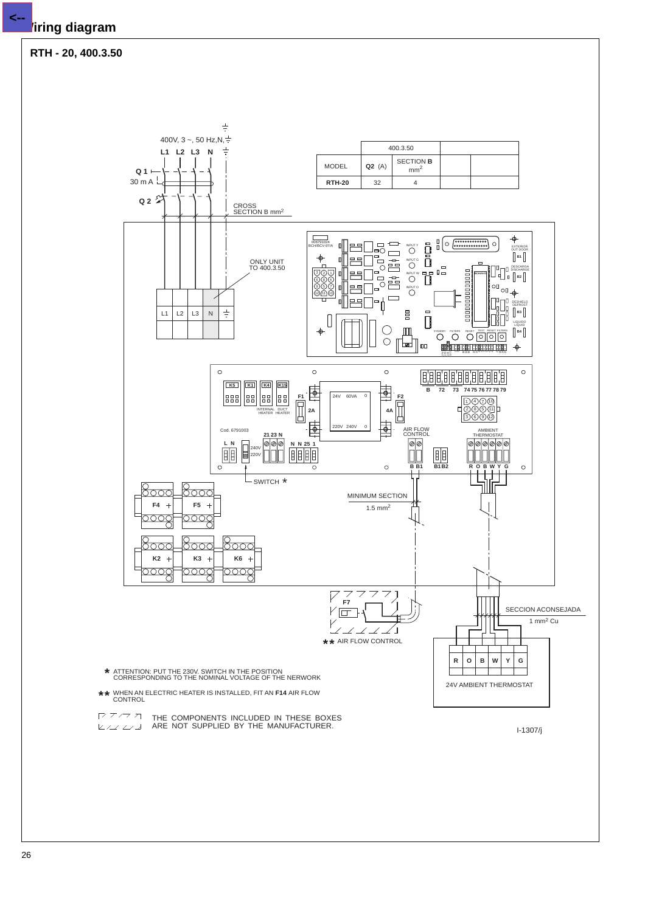## Wiring diagram

### RTH - 20, 400.3.50

400V, 3 ~, 50 Hz,N,⏚

L1 L2 L3 N ⏚

Q 1

30 m A

Q 2

CROSS SECTION B mm²

|  | 400.3.50 |  |  |  |
|---|---|---|---|---|
| MODEL | **Q2** (A) | SECTION **B** mm² |  |  |
| **RTH-20** | 32 | 4 |  |  |

ONLY UNIT TO 400.3.50

L1 L2 L3 N ⏚

EXTERIOR OUT DOOR B1

DESCARGA DISCHARGE B2

DESHIELO DEFROST B3

LIQUIDO LIQUID B4

K5 K1 K4 K15

INTERNAL HEATER DUCT HEATER

F1 2A

24V 60VA 0

220V 240V 0

F2 4A

B 72 73 74 75 76 77 78 79

Cod. 6791003

L N 240V 220V

21 23 N

N N 25 1

AIR FLOW CONTROL B B1

B1 B2

AMBIENT THERMOSTAT R O B W Y G

SWITCH *

F4 F5

K2 K3 K6

MINIMUM SECTION 1.5 mm²

F7

** AIR FLOW CONTROL

SECCION ACONSEJADA 1 mm² Cu

| R | O | B | W | Y | G |
|---|---|---|---|---|---|

24V AMBIENT THERMOSTAT

\* ATTENTION: PUT THE 230V. SWITCH IN THE POSITION CORRESPONDING TO THE NOMINAL VOLTAGE OF THE NERWORK

\*\* WHEN AN ELECTRIC HEATER IS INSTALLED, FIT AN **F14** AIR FLOW CONTROL

THE COMPONENTS INCLUDED IN THESE BOXES ARE NOT SUPPLIED BY THE MANUFACTURER.

I-1307/j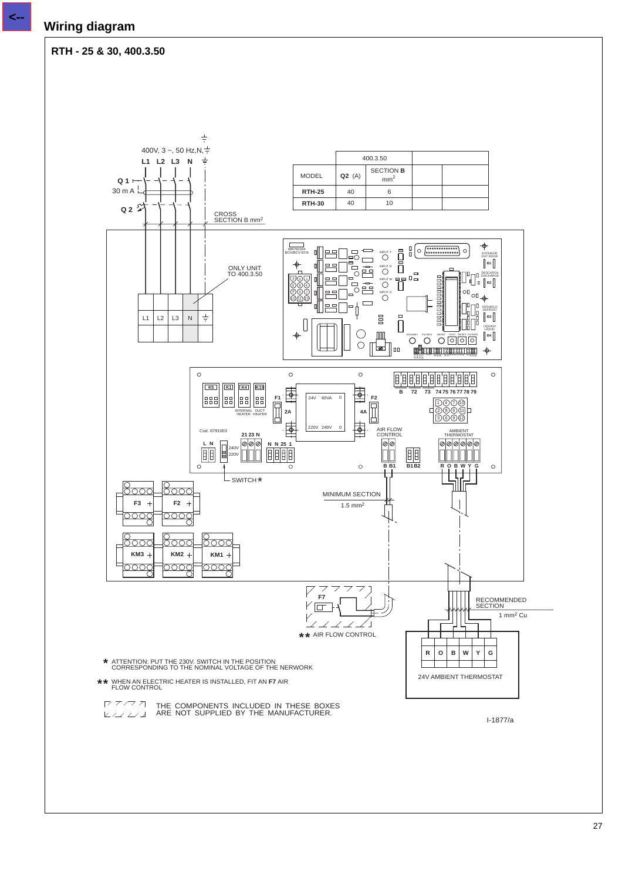# Wiring diagram

## RTH - 25 & 30, 400.3.50

400V, 3 ~, 50 Hz,N,⏚

L1 L2 L3 N

Q 1

30 m A

Q 2

CROSS SECTION B mm²

|  | 400.3.50 |  |  |  |
|---|---|---|---|---|
| MODEL | **Q2** (A) | SECTION **B** mm² |  |  |
| **RTH-25** | 40 | 6 |  |  |
| **RTH-30** | 40 | 10 |  |  |

ONLY UNIT TO 400.3.50

L1 L2 L3 N ⏚

SWITCH *

MINIMUM SECTION 1.5 mm²

AIR FLOW CONTROL

AMBIENT THERMOSTAT

RECOMMENDED SECTION 1 mm² Cu

R O B W Y G

24V AMBIENT THERMOSTAT

F7

** AIR FLOW CONTROL

\* ATTENTION: PUT THE 230V. SWITCH IN THE POSITION CORRESPONDING TO THE NOMINAL VOLTAGE OF THE NERWORK

\*\* WHEN AN ELECTRIC HEATER IS INSTALLED, FIT AN **F7** AIR FLOW CONTROL

THE COMPONENTS INCLUDED IN THESE BOXES ARE NOT SUPPLIED BY THE MANUFACTURER.

I-1877/a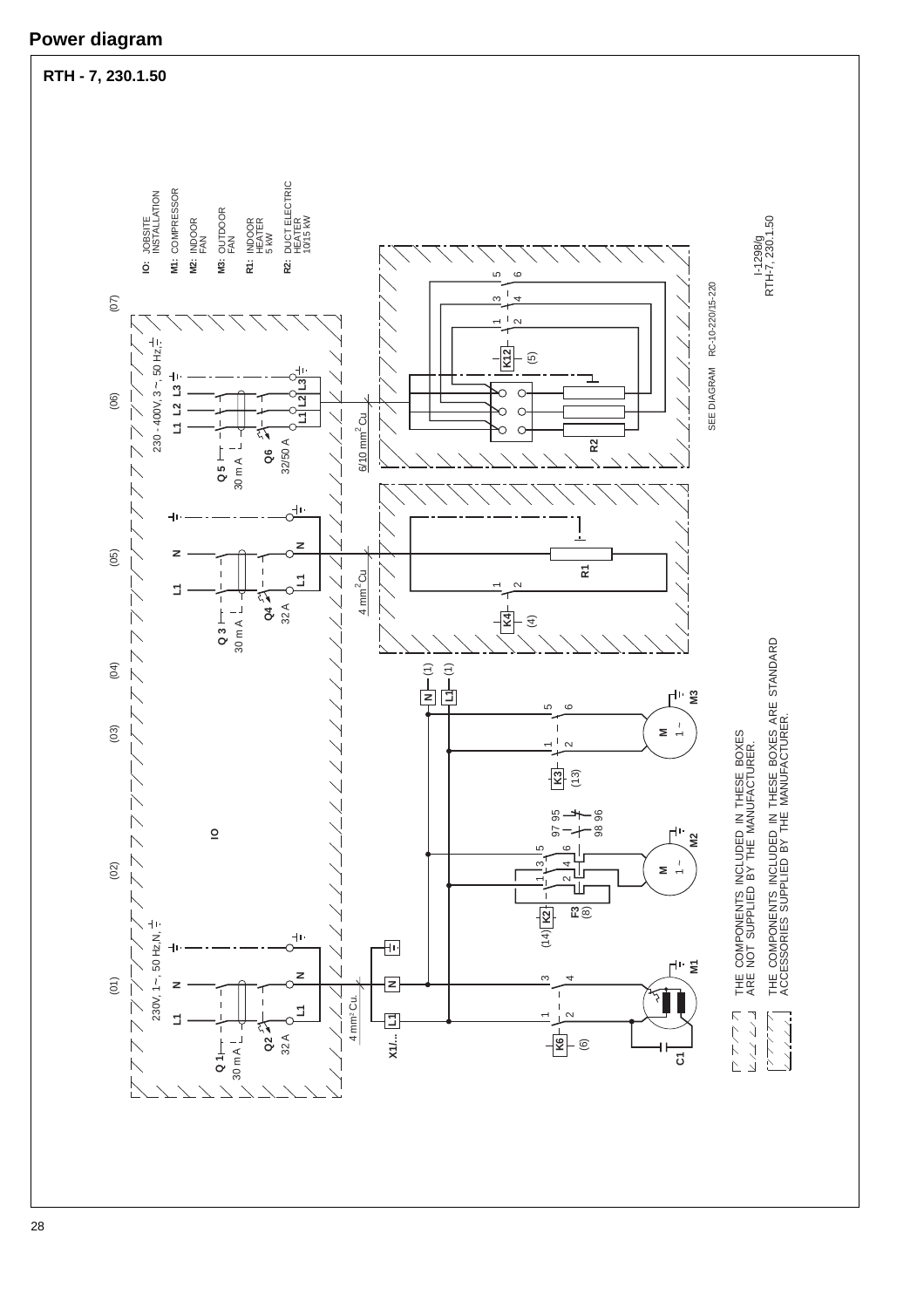# Power diagram

## RTH - 7, 230.1.50

**IO:** JOBSITE INSTALLATION

**M1:** COMPRESSOR

**M2:** INDOOR FAN

**M3:** OUTDOOR FAN

**R1:** INDOOR HEATER 5 kW

**R2:** DUCT ELECTRIC HEATER 10/15 kW

(01) (02) (03) (04) (05) (06) (07)

230V, 1~, 50 Hz,N, ⏚

230 - 400V, 3 ~, 50 Hz, ⏚

Q 1 30 m A — Q2 32 A — L1 N — 4 mm² Cu. — X1/... L1 N ⏚

K6 (6) 1 2 3 4 — M1 — C1

K2 (14) 1 2 3 4 5 6 — F3 (8) 97 95 98 96 — M2 M 1~

K3 (13) 1 2 5 6 — M3 M 1~

N (1) L1 (1)

IO

Q 3 30 m A — Q4 32 A — L1 N — 4 mm² Cu — K4 (4) 1 2 — R1

Q 5 30 m A — Q6 32/50 A — L1 L2 L3 — 6/10 mm² Cu — K12 (5) 1 2 3 4 5 6 — R2

SEE DIAGRAM RC-10-220/15-220

I-1298/g RTH-7, 230.1.50

THE COMPONENTS INCLUDED IN THESE BOXES ARE NOT SUPPLIED BY THE MANUFACTURER.

THE COMPONENTS INCLUDED IN THESE BOXES ARE STANDARD ACCESSORIES SUPPLIED BY THE MANUFACTURER.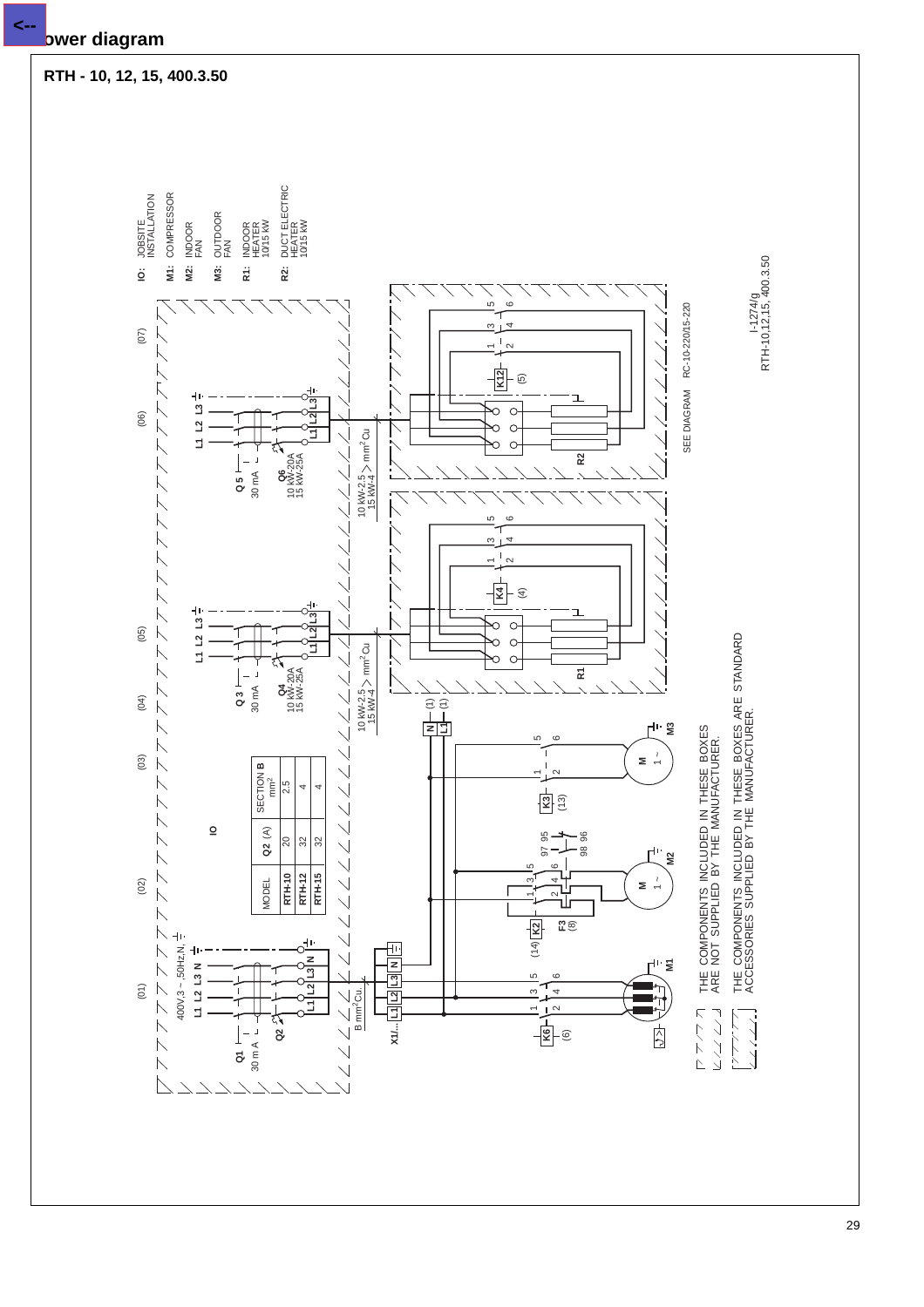# Power diagram

## RTH - 10, 12, 15, 400.3.50

**IO:** JOBSITE INSTALLATION

**M1:** COMPRESSOR

**M2:** INDOOR FAN

**M3:** OUTDOOR FAN

**R1:** INDOOR HEATER 10/15 kW

**R2:** DUCT ELECTRIC HEATER 10/15 kW

**IO**

| MODEL | Q2 (A) | SECTION B mm² |
|---|---|---|
| RTH-10 | 20 | 2.5 |
| RTH-12 | 32 | 4 |
| RTH-15 | 32 | 4 |

(01) (02) (03) (04) (05) (06) (07)

400V,3 ~ 50Hz,N, ⏚

L1 L2 L3 N

Q1 30 m A

Q2

B mm²Cu

X1/... L1 L2 L3 N ⏚

K6 (6) 1 2 3 4 5 6 M1

K2 (14) 1 2 3 4 5 6 F3 (8) 97 95 98 96 M M2 1~

K3 (13) 1 2 5 6 M M3 1~

N L1 (1) (1)

Q 3 30 mA Q4 10 kW-20A 15 kW-25A L1 L2 L3 ⏚

10 kW-2.5 15 kW-4 > mm² Cu

K4 (4) 1 2 3 4 5 6 R1

Q 5 30 mA Q6 10 kW-20A 15 kW-25A L1 L2 L3 ⏚

10 kW-2.5 15 kW-4 > mm² Cu

K12 (5) 1 2 3 4 5 6 R2

SEE DIAGRAM RC-10-220/15-220

THE COMPONENTS INCLUDED IN THESE BOXES ARE NOT SUPPLIED BY THE MANUFACTURER.

THE COMPONENTS INCLUDED IN THESE BOXES ARE STANDARD ACCESSORIES SUPPLIED BY THE MANUFACTURER.

I-1274/g
RTH-10,12,15, 400.3.50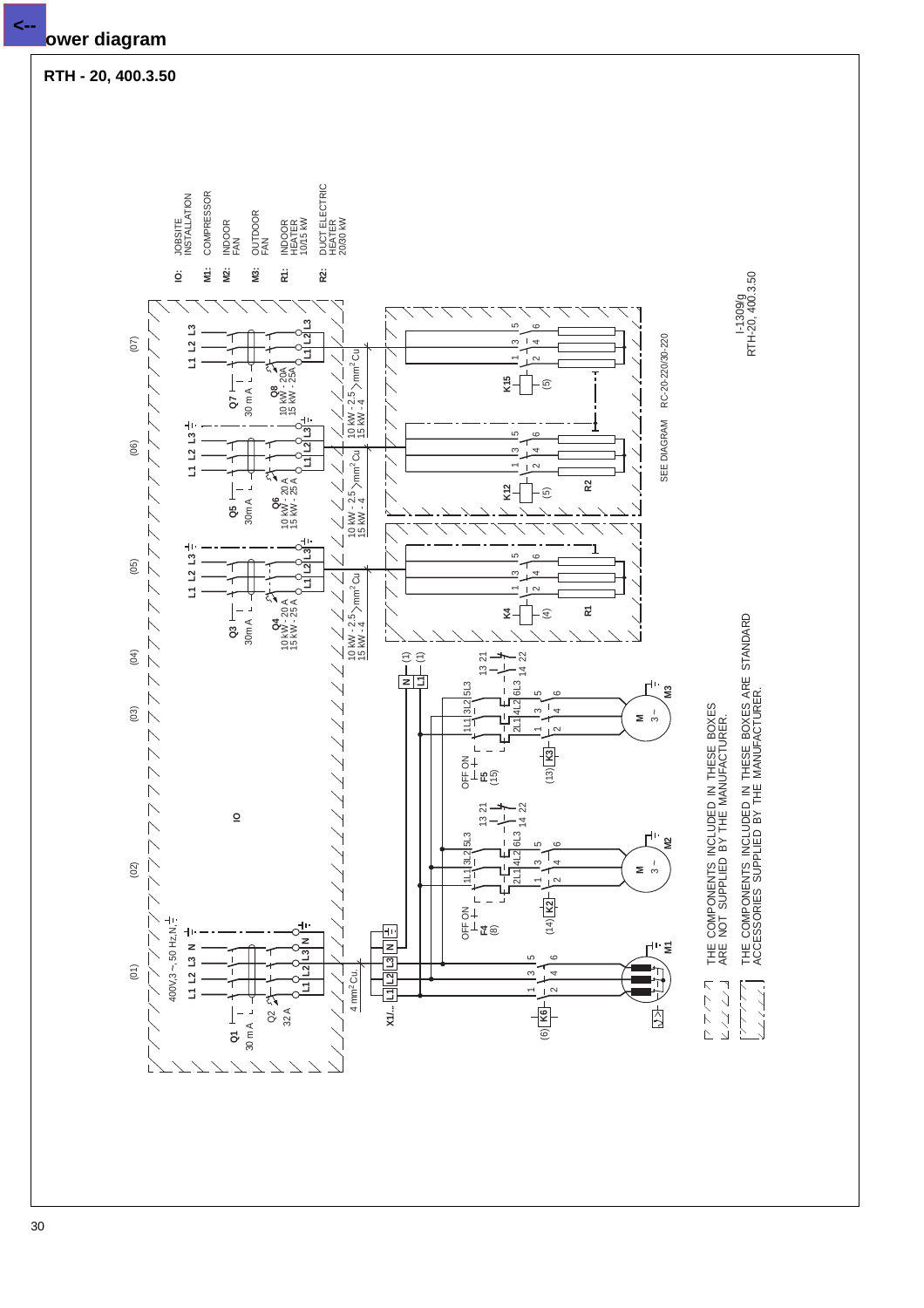# Power diagram

## RTH - 20, 400.3.50

IO: JOBSITE INSTALLATION
M1: COMPRESSOR
M2: INDOOR FAN
M3: OUTDOOR FAN
R1: INDOOR HEATER 10/15 kW
R2: DUCT ELECTRIC HEATER 20/30 kW

(01) (02) (03) (04) (05) (06) (07)

400V,3 ~, 50 Hz,N,⏚

L1 L2 L3 N

Q1 30 m A

Q2 32 A

4 mm² Cu.

X1/..

IO

Q3 30m A

Q4 10 kW - 20 A 15 kW - 25 A

10 kW - 2.5 15 kW - 4 mm² Cu

Q5 30m A

Q6 10 kW - 20 A 15 kW - 25 A

10 kW - 2.5 15 kW - 4 mm² Cu

Q7 30 m A

Q8 10 kW - 20A 15 kW - 25A

10 kW - 2.5 15 kW - 4 mm² Cu

K4 (4) R1

K12 (5) R2

K15 (5)

SEE DIAGRAM RC-20-220/30-220

K6 (6)

OFF ON F4 (8)

K2 (14)

M2 M 3 ~

OFF ON F5 (15)

K3 (13)

M3 M 3 ~

M1

THE COMPONENTS INCLUDED IN THESE BOXES ARE NOT SUPPLIED BY THE MANUFACTURER.

THE COMPONENTS INCLUDED IN THESE BOXES ARE STANDARD ACCESSORIES SUPPLIED BY THE MANUFACTURER.

I-1309/g RTH-20, 400.3.50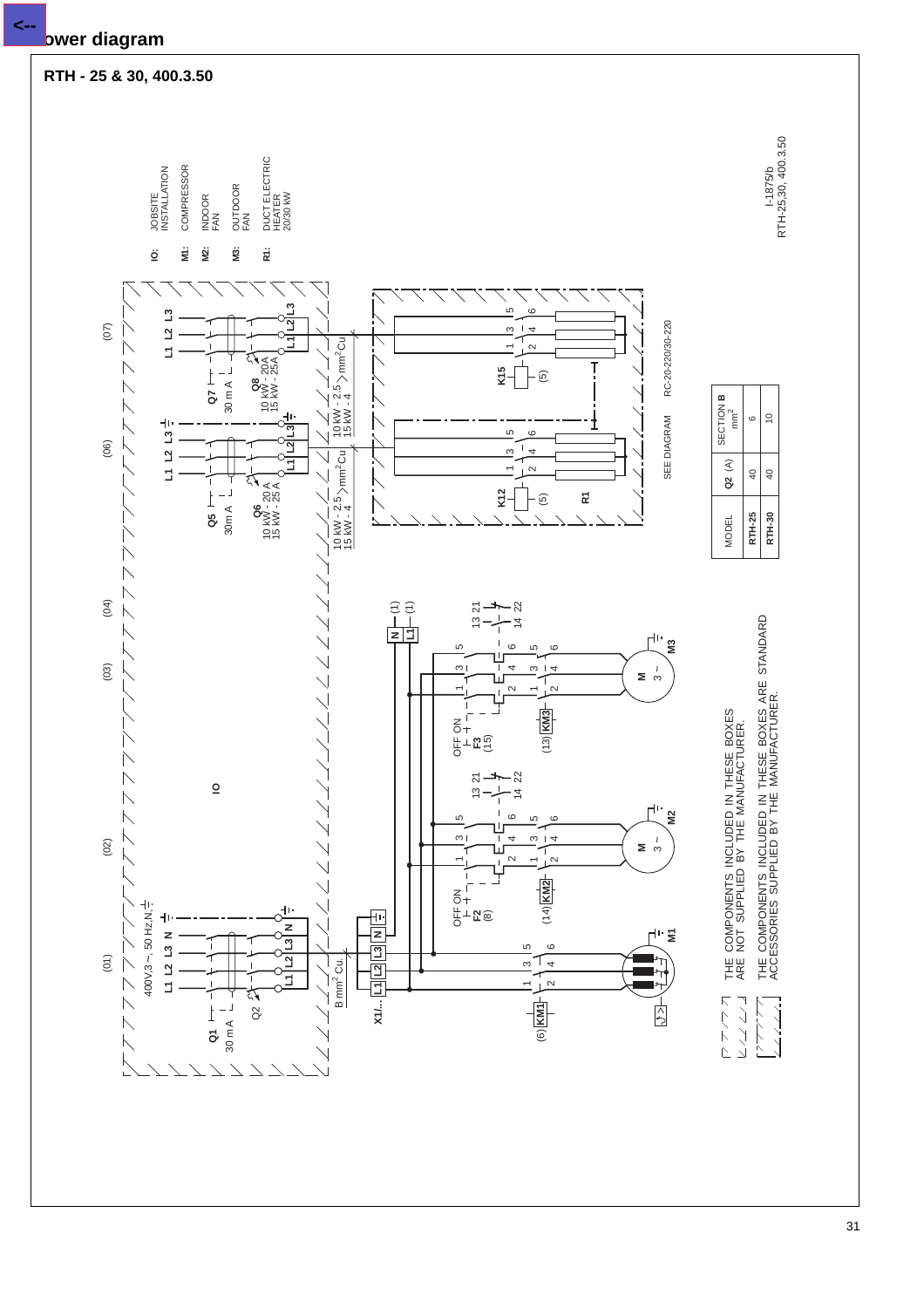# Power diagram

## RTH - 25 & 30, 400.3.50

**IO:** JOBSITE INSTALLATION
**M1:** COMPRESSOR
**M2:** INDOOR FAN
**M3:** OUTDOOR FAN
**R1:** DUCT ELECTRIC HEATER 20/30 kW

(01) (02) (03) (04) (06) (07)

400V,3 ~, 50 Hz,N,⏚

L1 L2 L3 N

Q1 30 mA

Q2

B mm² Cu.

X1/...

IO

Q5 30m A

Q6 10 kW - 20 A 15 kW - 25 A

10 kW - 2.5 / 15 kW - 4 mm² Cu

Q7 30 m A

Q8 10 kW - 20A 15 kW - 25A

10 kW - 2.5 / 15 kW - 4 mm² Cu

K12 (5)

K15 (5)

R1

SEE DIAGRAM RC-20-220/30-220

(6) KM1

M1

OFF ON F2 (8)

(14) KM2

M 3 ~ M2

OFF ON F3 (15)

(13) KM3

M 3 ~ M3

13 21 14 22

| MODEL | Q2 (A) | SECTION B mm² |
|---|---|---|
| RTH-25 | 40 | 6 |
| RTH-30 | 40 | 10 |

THE COMPONENTS INCLUDED IN THESE BOXES ARE NOT SUPPLIED BY THE MANUFACTURER.

THE COMPONENTS INCLUDED IN THESE BOXES ARE STANDARD ACCESSORIES SUPPLIED BY THE MANUFACTURER.

I-1875/b
RTH-25,30, 400.3.50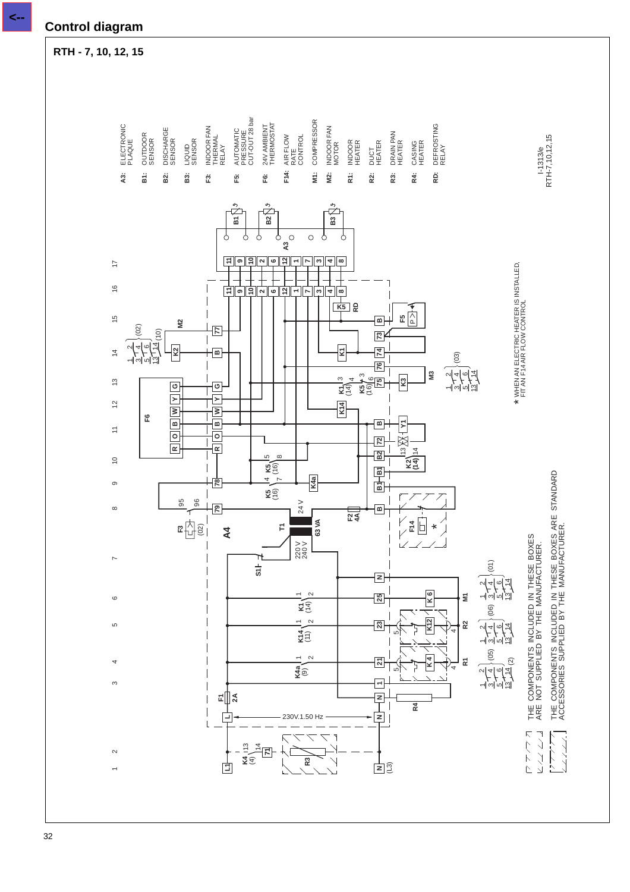## Control diagram

### RTH - 7, 10, 12, 15

- **A3:** ELECTRONIC PLAQUE
- **B1:** OUTDOOR SENSOR
- **B2:** DISCHARGE SENSOR
- **B3:** LIQUID SENSOR
- **F3:** INDOOR FAN THERMAL RELAY
- **F5:** AUTOMATIC PRESSURE CUT-OUT 28 bar
- **F6:** 24V AMBIENT THERMOSTAT
- **F14:** AIR FLOW RATE CONTROL
- **M1:** COMPRESSOR
- **M2:** INDOOR FAN MOTOR
- **R1:** INDOOR HEATER
- **R2:** DUCT HEATER
- **R3:** DRAIN PAN HEATER
- **R4:** CASING HEATER
- **RD:** DEFROSTING RELAY

I-1313/e
RTH-7,10,12,15

\* WHEN AN ELECTRIC HEATER IS INSTALLED, FIT AN F14 AIR FLOW CONTROL

THE COMPONENTS INCLUDED IN THESE BOXES ARE NOT SUPPLIED BY THE MANUFACTURER.

THE COMPONENTS INCLUDED IN THESE BOXES ARE STANDARD ACCESSORIES SUPPLIED BY THE MANUFACTURER.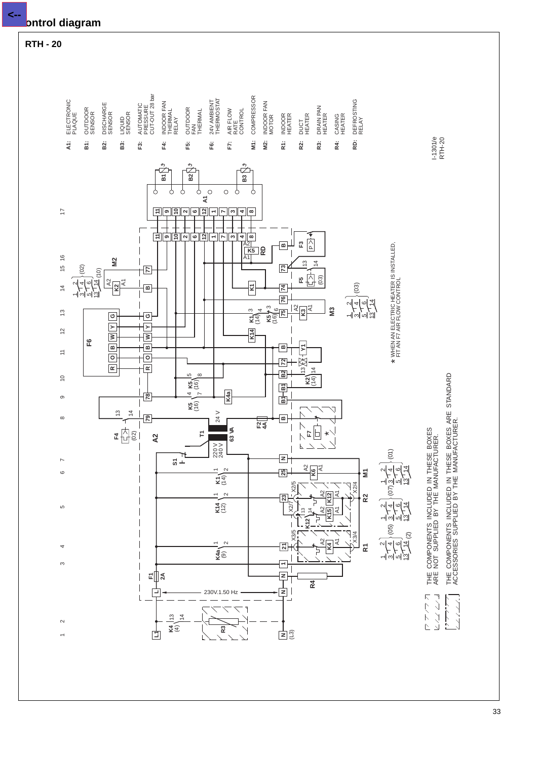# Control diagram

## RTH - 20

- **A1:** ELECTRONIC PLAQUE
- **B1:** OUTDOOR SENSOR
- **B2:** DISCHARGE SENSOR
- **B3:** LIQUID SENSOR
- **F3:** AUTOMATIC PRESSURE CUT-OUT 28 bar
- **F4:** INDOOR FAN THERMAL RELAY
- **F5:** OUTDOOR FAN THERMAL
- **F6:** 24V AMBIENT THERMOSTAT
- **F7:** AIR FLOW RATE CONTROL
- **M1:** COMPRESSOR
- **M2:** INDOOR FAN MOTOR
- **R1:** INDOOR HEATER
- **R2:** DUCT HEATER
- **R3:** DRAIN PAN HEATER
- **R4:** CASING HEATER
- **RD:** DEFROSTING RELAY

I-1301/e
RTH-20

* WHEN AN ELECTRIC HEATER IS INSTALLED, FIT AN F7 AIR FLOW CONTROL

THE COMPONENTS INCLUDED IN THESE BOXES ARE NOT SUPPLIED BY THE MANUFACTURER.

THE COMPONENTS INCLUDED IN THESE BOXES ARE STANDARD ACCESSORIES SUPPLIED BY THE MANUFACTURER.

230V.1.50 Hz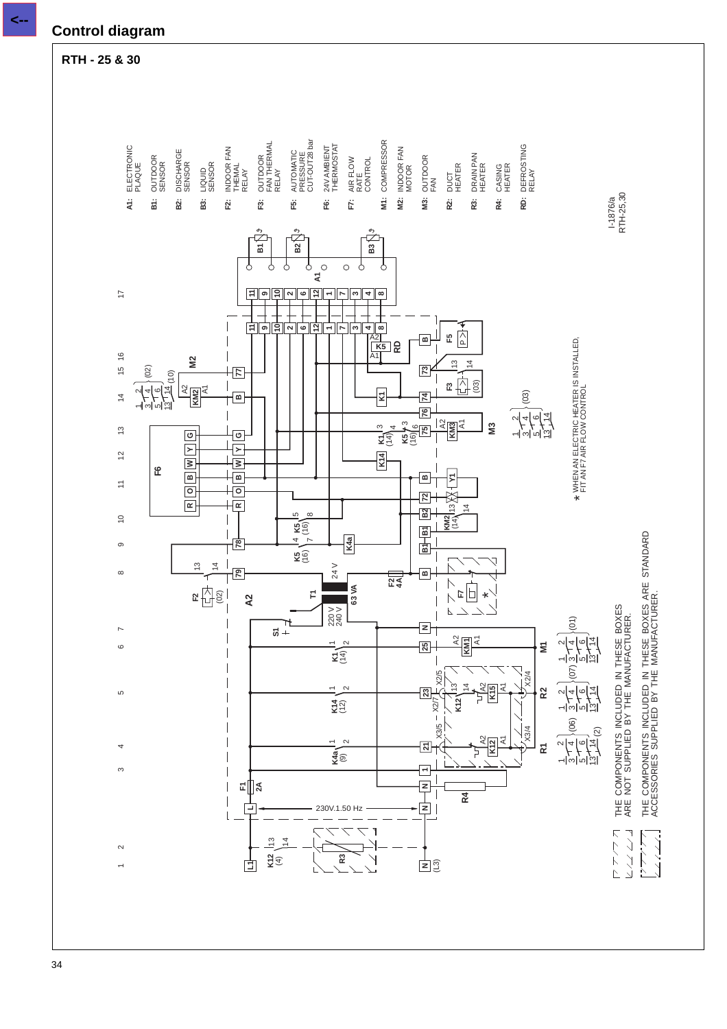## Control diagram

### RTH - 25 & 30

A1: ELECTRONIC PLAQUE
B1: OUTDOOR SENSOR
B2: DISCHARGE SENSOR
B3: LIQUID SENSOR
F2: INDOOR FAN THEMAL RELAY
F3: OUTDOOR FAN THERMAL RELAY
F5: AUTOMATIC PRESSURE CUT-OUT28 bar
F6: 24V AMBIENT THERMOSTAT
F7: AIR FLOW RATE CONTROL
M1: COMPRESSOR
M2: INDOOR FAN MOTOR
M3: OUTDOOR FAN
R2: DUCT HEATER
R3: DRAIN PAN HEATER
R4: CASING HEATER
RD: DEFROSTING RELAY

I-1876/a
RTH-25,30

\* WHEN AN ELECTRIC HEATER IS INSTALLED, FIT AN F7 AIR FLOW CONTROL

THE COMPONENTS INCLUDED IN THESE BOXES ARE NOT SUPPLIED BY THE MANUFACTURER.

THE COMPONENTS INCLUDED IN THESE BOXES ARE STANDARD ACCESSORIES SUPPLIED BY THE MANUFACTURER.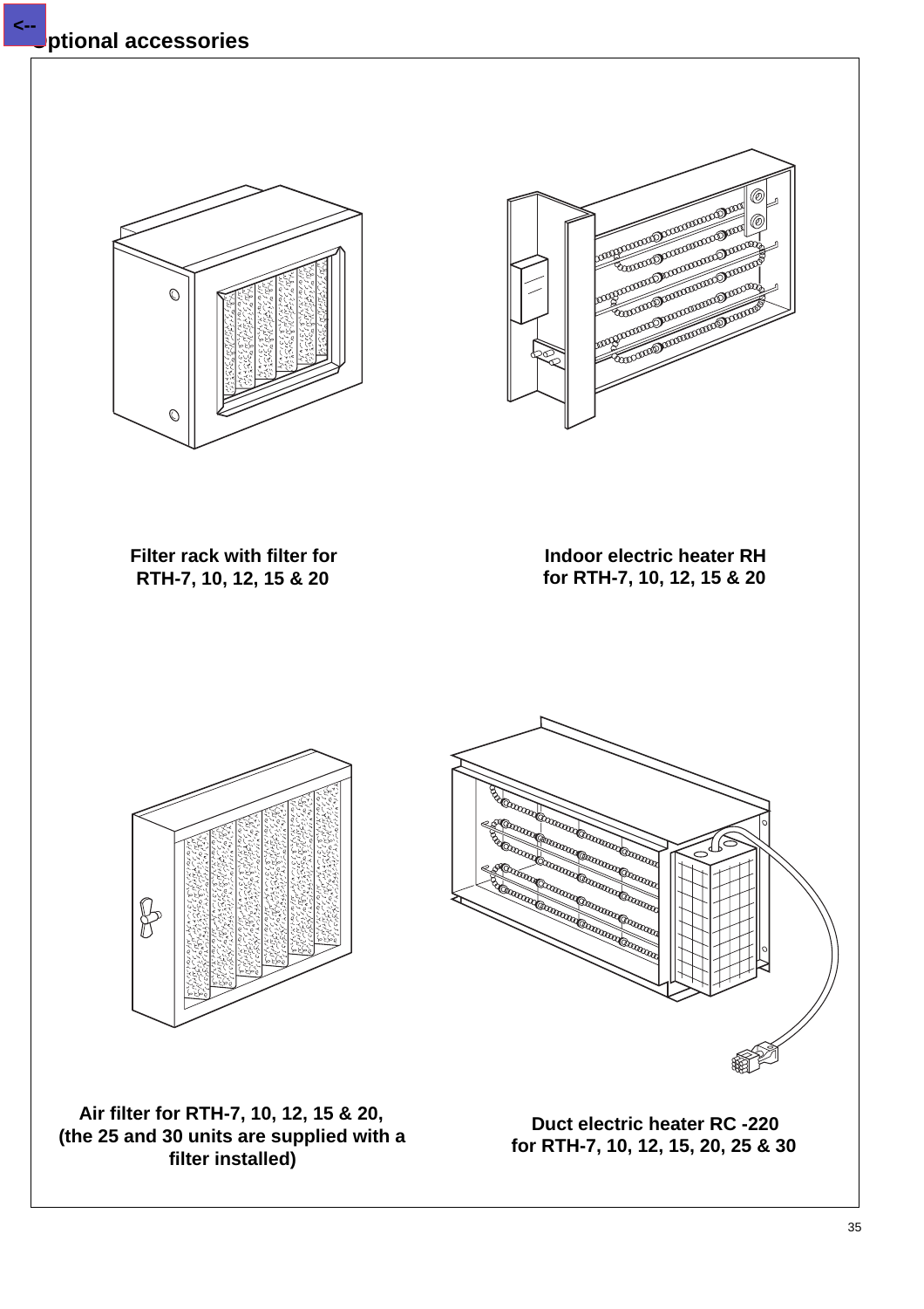## Optional accessories

Filter rack with filter for RTH-7, 10, 12, 15 & 20

Indoor electric heater RH for RTH-7, 10, 12, 15 & 20

Air filter for RTH-7, 10, 12, 15 & 20, (the 25 and 30 units are supplied with a filter installed)

Duct electric heater RC -220 for RTH-7, 10, 12, 15, 20, 25 & 30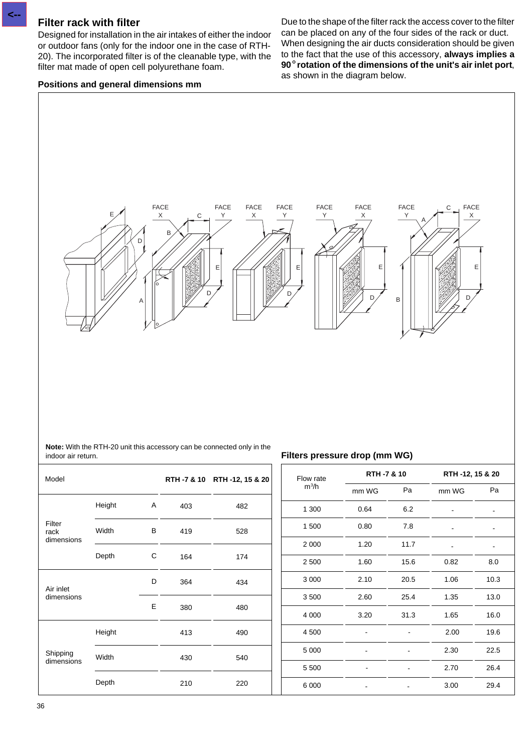## Filter rack with filter

Designed for installation in the air intakes of either the indoor or outdoor fans (only for the indoor one in the case of RTH-20). The incorporated filter is of the cleanable type, with the filter mat made of open cell polyurethane foam.

### Positions and general dimensions mm

Due to the shape of the filter rack the access cover to the filter can be placed on any of the four sides of the rack or duct. When designing the air ducts consideration should be given to the fact that the use of this accessory, **always implies a 90° rotation of the dimensions of the unit's air inlet port**, as shown in the diagram below.

**Note:** With the RTH-20 unit this accessory can be connected only in the indoor air return.

| Model | | | RTH -7 & 10 | RTH -12, 15 & 20 |
|---|---|---|---|---|
| Filter rack dimensions | Height | A | 403 | 482 |
| | Width | B | 419 | 528 |
| | Depth | C | 164 | 174 |
| Air inlet dimensions | | D | 364 | 434 |
| | | E | 380 | 480 |
| Shipping dimensions | Height | | 413 | 490 |
| | Width | | 430 | 540 |
| | Depth | | 210 | 220 |

### Filters pressure drop (mm WG)

| Flow rate $m^3/h$ | RTH -7 & 10 | | RTH -12, 15 & 20 | |
|---|---|---|---|---|
| | mm WG | Pa | mm WG | Pa |
| 1 300 | 0.64 | 6.2 | - | - |
| 1 500 | 0.80 | 7.8 | - | - |
| 2 000 | 1.20 | 11.7 | - | - |
| 2 500 | 1.60 | 15.6 | 0.82 | 8.0 |
| 3 000 | 2.10 | 20.5 | 1.06 | 10.3 |
| 3 500 | 2.60 | 25.4 | 1.35 | 13.0 |
| 4 000 | 3.20 | 31.3 | 1.65 | 16.0 |
| 4 500 | - | - | 2.00 | 19.6 |
| 5 000 | - | - | 2.30 | 22.5 |
| 5 500 | - | - | 2.70 | 26.4 |
| 6 000 | - | - | 3.00 | 29.4 |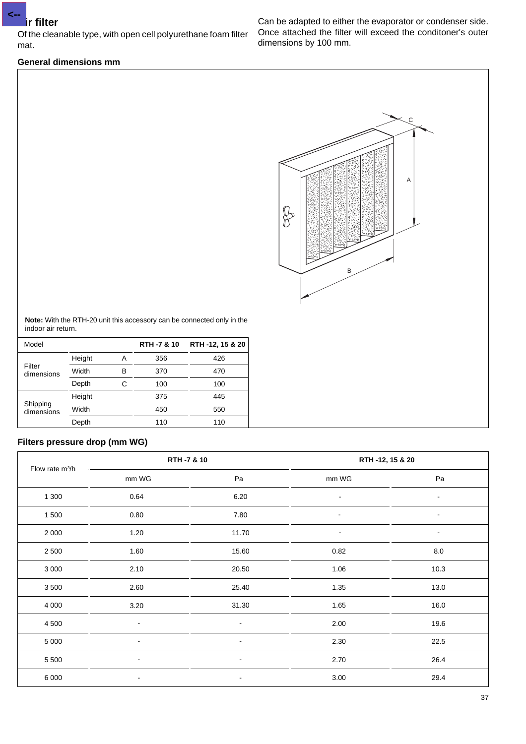## Air filter

Of the cleanable type, with open cell polyurethane foam filter mat.

Can be adapted to either the evaporator or condenser side. Once attached the filter will exceed the conditoner's outer dimensions by 100 mm.

### General dimensions mm

**Note:** With the RTH-20 unit this accessory can be connected only in the indoor air return.

| Model | | | RTH -7 & 10 | RTH -12, 15 & 20 |
|---|---|---|---|---|
| Filter dimensions | Height | A | 356 | 426 |
| | Width | B | 370 | 470 |
| | Depth | C | 100 | 100 |
| Shipping dimensions | Height | | 375 | 445 |
| | Width | | 450 | 550 |
| | Depth | | 110 | 110 |

### Filters pressure drop (mm WG)

| Flow rate m³/h | RTH -7 & 10 | | RTH -12, 15 & 20 | |
|---|---|---|---|---|
| | mm WG | Pa | mm WG | Pa |
| 1 300 | 0.64 | 6.20 | - | - |
| 1 500 | 0.80 | 7.80 | - | - |
| 2 000 | 1.20 | 11.70 | - | - |
| 2 500 | 1.60 | 15.60 | 0.82 | 8.0 |
| 3 000 | 2.10 | 20.50 | 1.06 | 10.3 |
| 3 500 | 2.60 | 25.40 | 1.35 | 13.0 |
| 4 000 | 3.20 | 31.30 | 1.65 | 16.0 |
| 4 500 | - | - | 2.00 | 19.6 |
| 5 000 | - | - | 2.30 | 22.5 |
| 5 500 | - | - | 2.70 | 26.4 |
| 6 000 | - | - | 3.00 | 29.4 |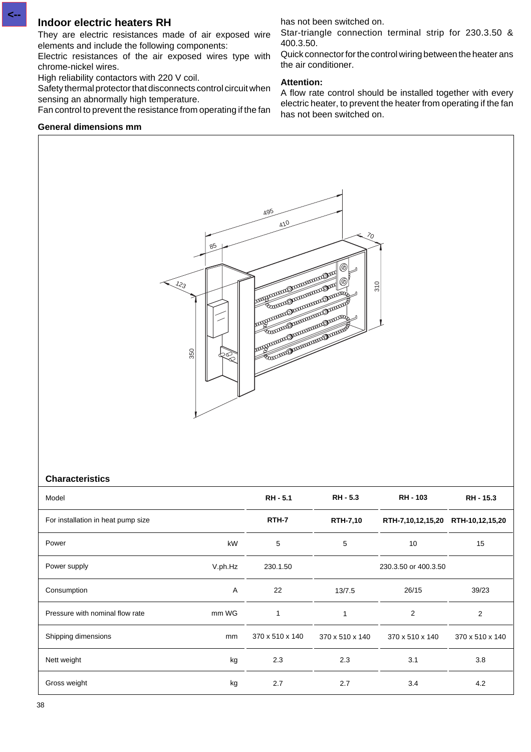## Indoor electric heaters RH

They are electric resistances made of air exposed wire elements and include the following components:

Electric resistances of the air exposed wires type with chrome-nickel wires.

High reliability contactors with 220 V coil.

Safety thermal protector that disconnects control circuit when sensing an abnormally high temperature.

Fan control to prevent the resistance from operating if the fan has not been switched on.

Star-triangle connection terminal strip for 230.3.50 & 400.3.50.

Quick connector for the control wiring between the heater ans the air conditioner.

### Attention:

A flow rate control should be installed together with every electric heater, to prevent the heater from operating if the fan has not been switched on.

### General dimensions mm

### Characteristics

| Model | | RH - 5.1 | RH - 5.3 | RH - 103 | RH - 15.3 |
|---|---|---|---|---|---|
| For installation in heat pump size | | RTH-7 | RTH-7,10 | RTH-7,10,12,15,20 | RTH-10,12,15,20 |
| Power | kW | 5 | 5 | 10 | 15 |
| Power supply | V.ph.Hz | 230.1.50 | 230.3.50 or 400.3.50 | | |
| Consumption | A | 22 | 13/7.5 | 26/15 | 39/23 |
| Pressure with nominal flow rate | mm WG | 1 | 1 | 2 | 2 |
| Shipping dimensions | mm | 370 x 510 x 140 | 370 x 510 x 140 | 370 x 510 x 140 | 370 x 510 x 140 |
| Nett weight | kg | 2.3 | 2.3 | 3.1 | 3.8 |
| Gross weight | kg | 2.7 | 2.7 | 3.4 | 4.2 |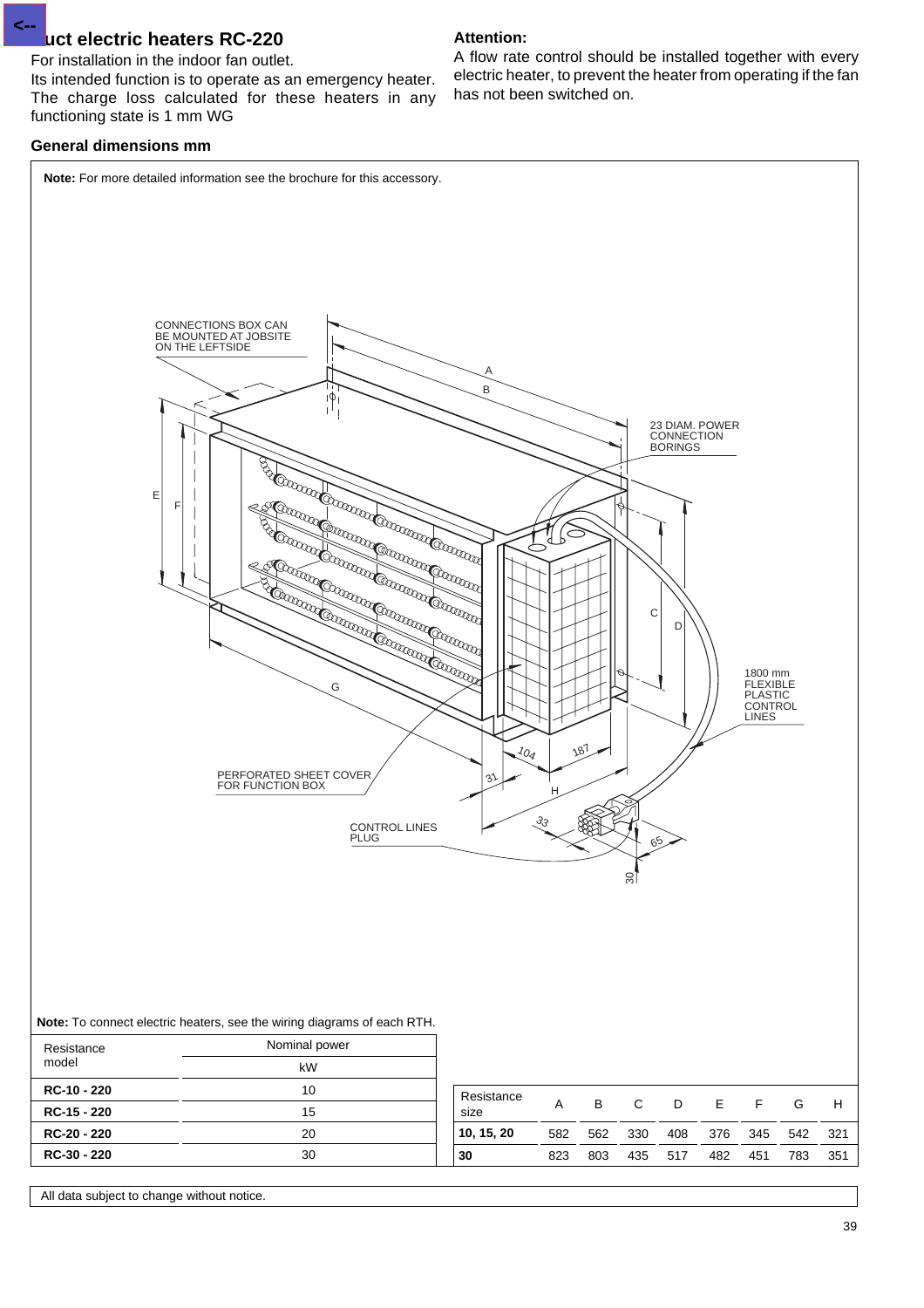## <-- uct electric heaters RC-220

For installation in the indoor fan outlet.

Its intended function is to operate as an emergency heater. The charge loss calculated for these heaters in any functioning state is 1 mm WG

**Attention:**

A flow rate control should be installed together with every electric heater, to prevent the heater from operating if the fan has not been switched on.

### General dimensions mm

**Note:** For more detailed information see the brochure for this accessory.

CONNECTIONS BOX CAN BE MOUNTED AT JOBSITE ON THE LEFTSIDE

23 DIAM. POWER CONNECTION BORINGS

1800 mm FLEXIBLE PLASTIC CONTROL LINES

PERFORATED SHEET COVER FOR FUNCTION BOX

CONTROL LINES PLUG

**Note:** To connect electric heaters, see the wiring diagrams of each RTH.

| Resistance model | Nominal power kW |
|---|---|
| **RC-10 - 220** | 10 |
| **RC-15 - 220** | 15 |
| **RC-20 - 220** | 20 |
| **RC-30 - 220** | 30 |

| Resistance size | A | B | C | D | E | F | G | H |
|---|---|---|---|---|---|---|---|---|
| **10, 15, 20** | 582 | 562 | 330 | 408 | 376 | 345 | 542 | 321 |
| **30** | 823 | 803 | 435 | 517 | 482 | 451 | 783 | 351 |

All data subject to change without notice.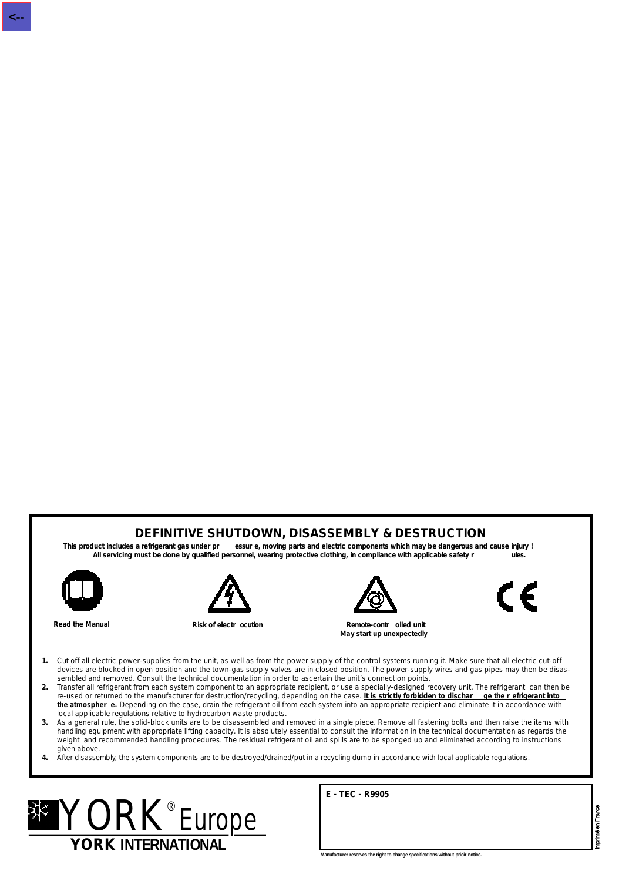<--

## DEFINITIVE SHUTDOWN, DISASSEMBLY & DESTRUCTION

**This product includes a refrigerant gas under pressure, moving parts and electric components which may be dangerous and cause injury !**
**All servicing must be done by qualified personnel, wearing protective clothing, in compliance with applicable safety rules.**

**Read the Manual**

**Risk of electrocution**

**Remote-controlled unit**
**May start up unexpectedly**

1. Cut off all electric power-supplies from the unit, as well as from the power supply of the control systems running it. Make sure that all electric cut-off devices are blocked in open position and the town-gas supply valves are in closed position. The power-supply wires and gas pipes may then be disassembled and removed. Consult the technical documentation in order to ascertain the unit's connection points.
2. Transfer all refrigerant from each system component to an appropriate recipient, or use a specially-designed recovery unit. The refrigerant can then be re-used or returned to the manufacturer for destruction/recycling, depending on the case. **It is strictly forbidden to discharge the refrigerant into the atmosphere.** Depending on the case, drain the refrigerant oil from each system into an appropriate recipient and eliminate it in accordance with local applicable regulations relative to hydrocarbon waste products.
3. As a general rule, the solid-block units are to be disassembled and removed in a single piece. Remove all fastening bolts and then raise the items with handling equipment with appropriate lifting capacity. It is absolutely essential to consult the information in the technical documentation as regards the weight and recommended handling procedures. The residual refrigerant oil and spills are to be sponged up and eliminated according to instructions given above.
4. After disassembly, the system components are to be destroyed/drained/put in a recycling dump in accordance with local applicable regulations.

YORK® Europe
**YORK** INTERNATIONAL

**E - TEC - R9905**

Manufacturer reserves the right to change specifications without prioir notice.

Imprimé en France